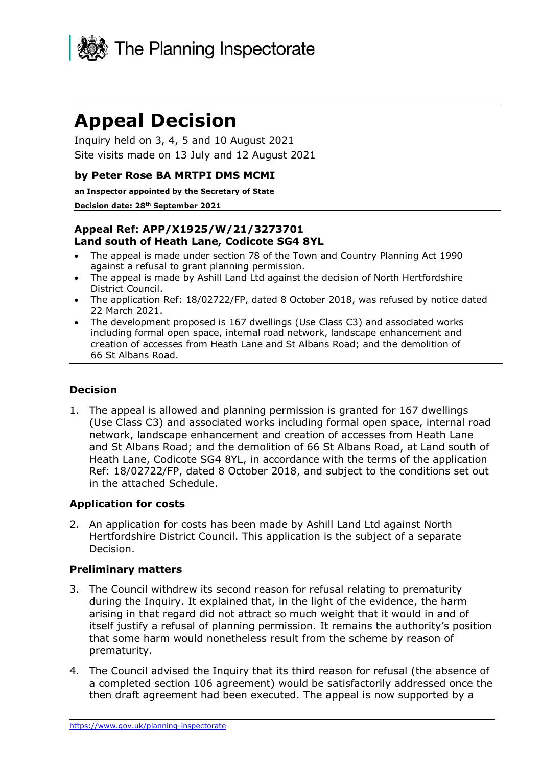The Planning Inspectorate

# Appeal Decision

Inquiry held on 3, 4, 5 and 10 August 2021

Site visits made on 13 July and 12 August 2021

**by Peter Rose BA MRTPI DMS MCMI**

**an Inspector appointed by the Secretary of State**

**Decision date: 28th September 2021**

**Appeal Ref: APP/X1925/W/21/3273701**
**Land south of Heath Lane, Codicote SG4 8YL**

- The appeal is made under section 78 of the Town and Country Planning Act 1990 against a refusal to grant planning permission.
- The appeal is made by Ashill Land Ltd against the decision of North Hertfordshire District Council.
- The application Ref: 18/02722/FP, dated 8 October 2018, was refused by notice dated 22 March 2021.
- The development proposed is 167 dwellings (Use Class C3) and associated works including formal open space, internal road network, landscape enhancement and creation of accesses from Heath Lane and St Albans Road; and the demolition of 66 St Albans Road.

## Decision

1. The appeal is allowed and planning permission is granted for 167 dwellings (Use Class C3) and associated works including formal open space, internal road network, landscape enhancement and creation of accesses from Heath Lane and St Albans Road; and the demolition of 66 St Albans Road, at Land south of Heath Lane, Codicote SG4 8YL, in accordance with the terms of the application Ref: 18/02722/FP, dated 8 October 2018, and subject to the conditions set out in the attached Schedule.

## Application for costs

2. An application for costs has been made by Ashill Land Ltd against North Hertfordshire District Council. This application is the subject of a separate Decision.

## Preliminary matters

3. The Council withdrew its second reason for refusal relating to prematurity during the Inquiry. It explained that, in the light of the evidence, the harm arising in that regard did not attract so much weight that it would in and of itself justify a refusal of planning permission. It remains the authority's position that some harm would nonetheless result from the scheme by reason of prematurity.

4. The Council advised the Inquiry that its third reason for refusal (the absence of a completed section 106 agreement) would be satisfactorily addressed once the then draft agreement had been executed. The appeal is now supported by a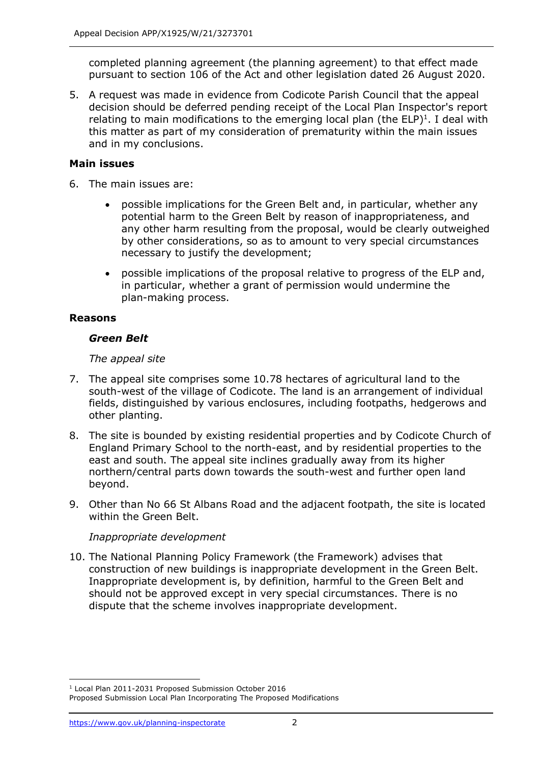completed planning agreement (the planning agreement) to that effect made pursuant to section 106 of the Act and other legislation dated 26 August 2020.

5. A request was made in evidence from Codicote Parish Council that the appeal decision should be deferred pending receipt of the Local Plan Inspector's report relating to main modifications to the emerging local plan (the ELP)[1]. I deal with this matter as part of my consideration of prematurity within the main issues and in my conclusions.

**Main issues**

6. The main issues are:

    - possible implications for the Green Belt and, in particular, whether any potential harm to the Green Belt by reason of inappropriateness, and any other harm resulting from the proposal, would be clearly outweighed by other considerations, so as to amount to very special circumstances necessary to justify the development;

    - possible implications of the proposal relative to progress of the ELP and, in particular, whether a grant of permission would undermine the plan-making process.

**Reasons**

***Green Belt***

*The appeal site*

7. The appeal site comprises some 10.78 hectares of agricultural land to the south-west of the village of Codicote. The land is an arrangement of individual fields, distinguished by various enclosures, including footpaths, hedgerows and other planting.

8. The site is bounded by existing residential properties and by Codicote Church of England Primary School to the north-east, and by residential properties to the east and south. The appeal site inclines gradually away from its higher northern/central parts down towards the south-west and further open land beyond.

9. Other than No 66 St Albans Road and the adjacent footpath, the site is located within the Green Belt.

*Inappropriate development*

10. The National Planning Policy Framework (the Framework) advises that construction of new buildings is inappropriate development in the Green Belt. Inappropriate development is, by definition, harmful to the Green Belt and should not be approved except in very special circumstances. There is no dispute that the scheme involves inappropriate development.

[1] Local Plan 2011-2031 Proposed Submission October 2016
Proposed Submission Local Plan Incorporating The Proposed Modifications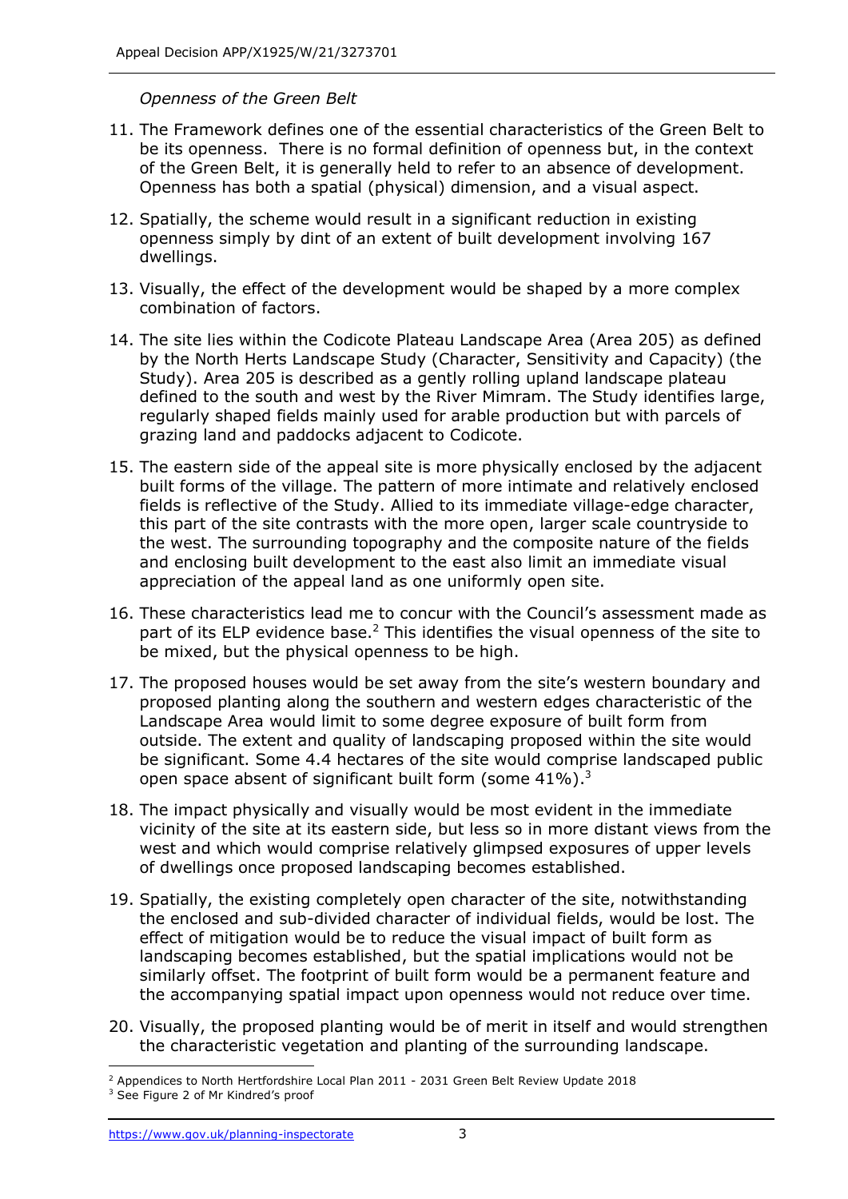*Openness of the Green Belt*

11. The Framework defines one of the essential characteristics of the Green Belt to be its openness. There is no formal definition of openness but, in the context of the Green Belt, it is generally held to refer to an absence of development. Openness has both a spatial (physical) dimension, and a visual aspect.

12. Spatially, the scheme would result in a significant reduction in existing openness simply by dint of an extent of built development involving 167 dwellings.

13. Visually, the effect of the development would be shaped by a more complex combination of factors.

14. The site lies within the Codicote Plateau Landscape Area (Area 205) as defined by the North Herts Landscape Study (Character, Sensitivity and Capacity) (the Study). Area 205 is described as a gently rolling upland landscape plateau defined to the south and west by the River Mimram. The Study identifies large, regularly shaped fields mainly used for arable production but with parcels of grazing land and paddocks adjacent to Codicote.

15. The eastern side of the appeal site is more physically enclosed by the adjacent built forms of the village. The pattern of more intimate and relatively enclosed fields is reflective of the Study. Allied to its immediate village-edge character, this part of the site contrasts with the more open, larger scale countryside to the west. The surrounding topography and the composite nature of the fields and enclosing built development to the east also limit an immediate visual appreciation of the appeal land as one uniformly open site.

16. These characteristics lead me to concur with the Council's assessment made as part of its ELP evidence base.[2] This identifies the visual openness of the site to be mixed, but the physical openness to be high.

17. The proposed houses would be set away from the site's western boundary and proposed planting along the southern and western edges characteristic of the Landscape Area would limit to some degree exposure of built form from outside. The extent and quality of landscaping proposed within the site would be significant. Some 4.4 hectares of the site would comprise landscaped public open space absent of significant built form (some 41%).[3]

18. The impact physically and visually would be most evident in the immediate vicinity of the site at its eastern side, but less so in more distant views from the west and which would comprise relatively glimpsed exposures of upper levels of dwellings once proposed landscaping becomes established.

19. Spatially, the existing completely open character of the site, notwithstanding the enclosed and sub-divided character of individual fields, would be lost. The effect of mitigation would be to reduce the visual impact of built form as landscaping becomes established, but the spatial implications would not be similarly offset. The footprint of built form would be a permanent feature and the accompanying spatial impact upon openness would not reduce over time.

20. Visually, the proposed planting would be of merit in itself and would strengthen the characteristic vegetation and planting of the surrounding landscape.

---

[2] Appendices to North Hertfordshire Local Plan 2011 - 2031 Green Belt Review Update 2018

[3] See Figure 2 of Mr Kindred's proof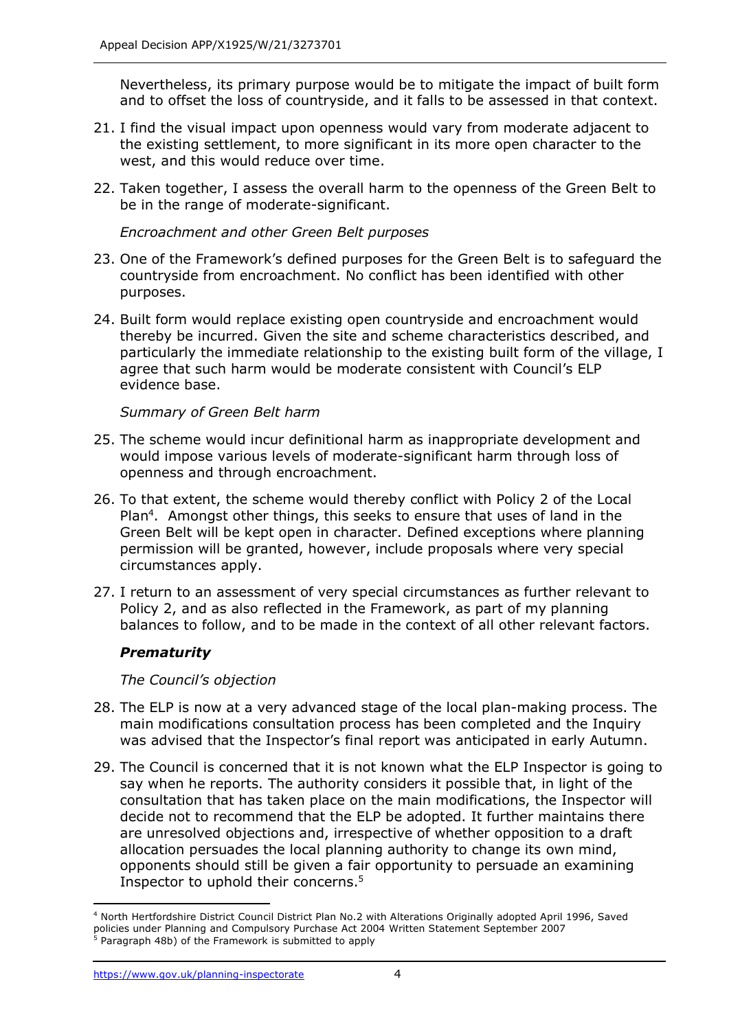Nevertheless, its primary purpose would be to mitigate the impact of built form and to offset the loss of countryside, and it falls to be assessed in that context.

21. I find the visual impact upon openness would vary from moderate adjacent to the existing settlement, to more significant in its more open character to the west, and this would reduce over time.

22. Taken together, I assess the overall harm to the openness of the Green Belt to be in the range of moderate-significant.

*Encroachment and other Green Belt purposes*

23. One of the Framework's defined purposes for the Green Belt is to safeguard the countryside from encroachment. No conflict has been identified with other purposes.

24. Built form would replace existing open countryside and encroachment would thereby be incurred. Given the site and scheme characteristics described, and particularly the immediate relationship to the existing built form of the village, I agree that such harm would be moderate consistent with Council's ELP evidence base.

*Summary of Green Belt harm*

25. The scheme would incur definitional harm as inappropriate development and would impose various levels of moderate-significant harm through loss of openness and through encroachment.

26. To that extent, the scheme would thereby conflict with Policy 2 of the Local Plan[4]. Amongst other things, this seeks to ensure that uses of land in the Green Belt will be kept open in character. Defined exceptions where planning permission will be granted, however, include proposals where very special circumstances apply.

27. I return to an assessment of very special circumstances as further relevant to Policy 2, and as also reflected in the Framework, as part of my planning balances to follow, and to be made in the context of all other relevant factors.

### ***Prematurity***

*The Council's objection*

28. The ELP is now at a very advanced stage of the local plan-making process. The main modifications consultation process has been completed and the Inquiry was advised that the Inspector's final report was anticipated in early Autumn.

29. The Council is concerned that it is not known what the ELP Inspector is going to say when he reports. The authority considers it possible that, in light of the consultation that has taken place on the main modifications, the Inspector will decide not to recommend that the ELP be adopted. It further maintains there are unresolved objections and, irrespective of whether opposition to a draft allocation persuades the local planning authority to change its own mind, opponents should still be given a fair opportunity to persuade an examining Inspector to uphold their concerns.[5]

---

[4] North Hertfordshire District Council District Plan No.2 with Alterations Originally adopted April 1996, Saved policies under Planning and Compulsory Purchase Act 2004 Written Statement September 2007

[5] Paragraph 48b) of the Framework is submitted to apply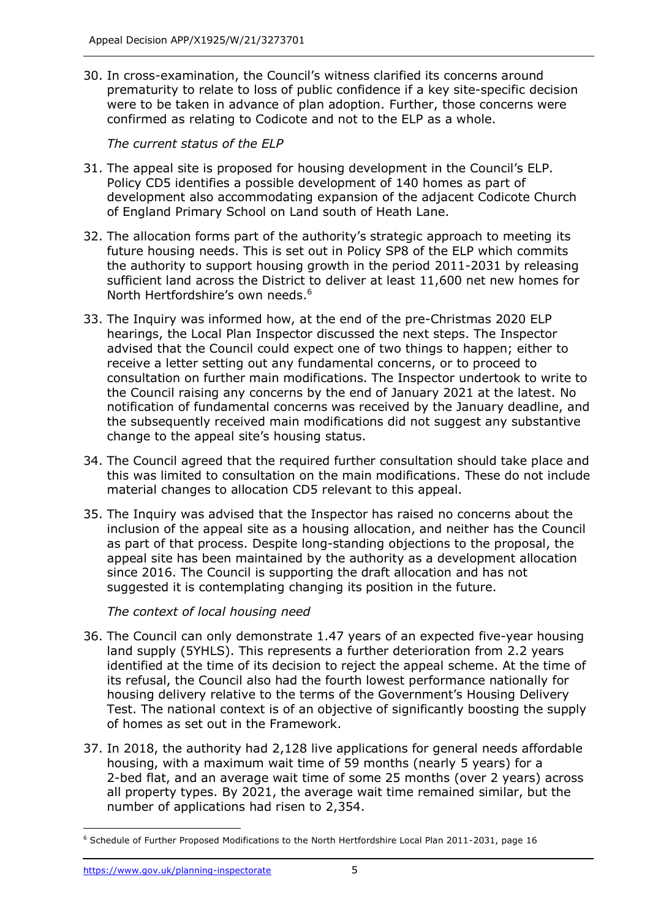30. In cross-examination, the Council's witness clarified its concerns around prematurity to relate to loss of public confidence if a key site-specific decision were to be taken in advance of plan adoption. Further, those concerns were confirmed as relating to Codicote and not to the ELP as a whole.

*The current status of the ELP*

31. The appeal site is proposed for housing development in the Council's ELP. Policy CD5 identifies a possible development of 140 homes as part of development also accommodating expansion of the adjacent Codicote Church of England Primary School on Land south of Heath Lane.

32. The allocation forms part of the authority's strategic approach to meeting its future housing needs. This is set out in Policy SP8 of the ELP which commits the authority to support housing growth in the period 2011-2031 by releasing sufficient land across the District to deliver at least 11,600 net new homes for North Hertfordshire's own needs.[6]

33. The Inquiry was informed how, at the end of the pre-Christmas 2020 ELP hearings, the Local Plan Inspector discussed the next steps. The Inspector advised that the Council could expect one of two things to happen; either to receive a letter setting out any fundamental concerns, or to proceed to consultation on further main modifications. The Inspector undertook to write to the Council raising any concerns by the end of January 2021 at the latest. No notification of fundamental concerns was received by the January deadline, and the subsequently received main modifications did not suggest any substantive change to the appeal site's housing status.

34. The Council agreed that the required further consultation should take place and this was limited to consultation on the main modifications. These do not include material changes to allocation CD5 relevant to this appeal.

35. The Inquiry was advised that the Inspector has raised no concerns about the inclusion of the appeal site as a housing allocation, and neither has the Council as part of that process. Despite long-standing objections to the proposal, the appeal site has been maintained by the authority as a development allocation since 2016. The Council is supporting the draft allocation and has not suggested it is contemplating changing its position in the future.

*The context of local housing need*

36. The Council can only demonstrate 1.47 years of an expected five-year housing land supply (5YHLS). This represents a further deterioration from 2.2 years identified at the time of its decision to reject the appeal scheme. At the time of its refusal, the Council also had the fourth lowest performance nationally for housing delivery relative to the terms of the Government's Housing Delivery Test. The national context is of an objective of significantly boosting the supply of homes as set out in the Framework.

37. In 2018, the authority had 2,128 live applications for general needs affordable housing, with a maximum wait time of 59 months (nearly 5 years) for a 2-bed flat, and an average wait time of some 25 months (over 2 years) across all property types. By 2021, the average wait time remained similar, but the number of applications had risen to 2,354.

---

[6] Schedule of Further Proposed Modifications to the North Hertfordshire Local Plan 2011-2031, page 16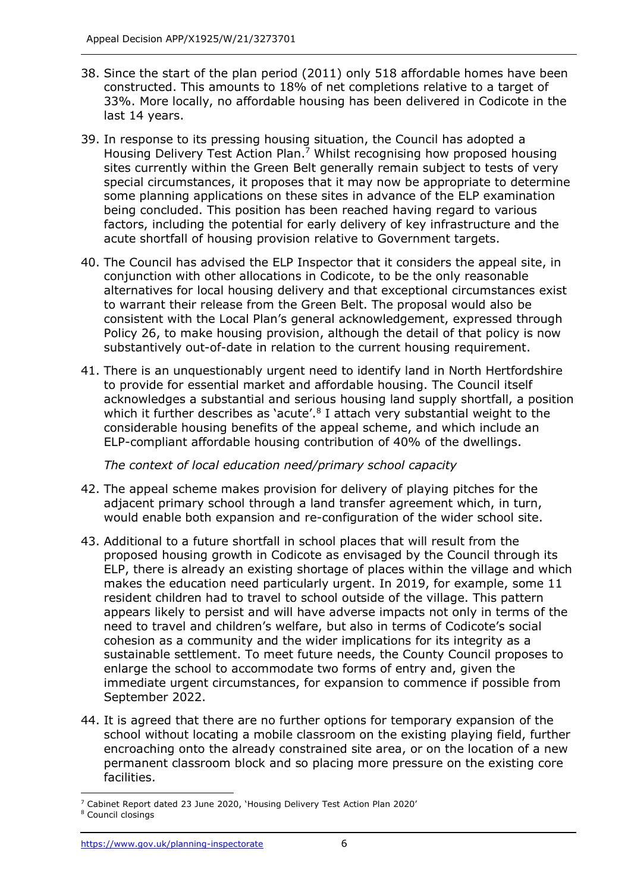38. Since the start of the plan period (2011) only 518 affordable homes have been constructed. This amounts to 18% of net completions relative to a target of 33%. More locally, no affordable housing has been delivered in Codicote in the last 14 years.

39. In response to its pressing housing situation, the Council has adopted a Housing Delivery Test Action Plan.[7] Whilst recognising how proposed housing sites currently within the Green Belt generally remain subject to tests of very special circumstances, it proposes that it may now be appropriate to determine some planning applications on these sites in advance of the ELP examination being concluded. This position has been reached having regard to various factors, including the potential for early delivery of key infrastructure and the acute shortfall of housing provision relative to Government targets.

40. The Council has advised the ELP Inspector that it considers the appeal site, in conjunction with other allocations in Codicote, to be the only reasonable alternatives for local housing delivery and that exceptional circumstances exist to warrant their release from the Green Belt. The proposal would also be consistent with the Local Plan's general acknowledgement, expressed through Policy 26, to make housing provision, although the detail of that policy is now substantively out-of-date in relation to the current housing requirement.

41. There is an unquestionably urgent need to identify land in North Hertfordshire to provide for essential market and affordable housing. The Council itself acknowledges a substantial and serious housing land supply shortfall, a position which it further describes as 'acute'.[8] I attach very substantial weight to the considerable housing benefits of the appeal scheme, and which include an ELP-compliant affordable housing contribution of 40% of the dwellings.

*The context of local education need/primary school capacity*

42. The appeal scheme makes provision for delivery of playing pitches for the adjacent primary school through a land transfer agreement which, in turn, would enable both expansion and re-configuration of the wider school site.

43. Additional to a future shortfall in school places that will result from the proposed housing growth in Codicote as envisaged by the Council through its ELP, there is already an existing shortage of places within the village and which makes the education need particularly urgent. In 2019, for example, some 11 resident children had to travel to school outside of the village. This pattern appears likely to persist and will have adverse impacts not only in terms of the need to travel and children's welfare, but also in terms of Codicote's social cohesion as a community and the wider implications for its integrity as a sustainable settlement. To meet future needs, the County Council proposes to enlarge the school to accommodate two forms of entry and, given the immediate urgent circumstances, for expansion to commence if possible from September 2022.

44. It is agreed that there are no further options for temporary expansion of the school without locating a mobile classroom on the existing playing field, further encroaching onto the already constrained site area, or on the location of a new permanent classroom block and so placing more pressure on the existing core facilities.

---

[7] Cabinet Report dated 23 June 2020, 'Housing Delivery Test Action Plan 2020'

[8] Council closings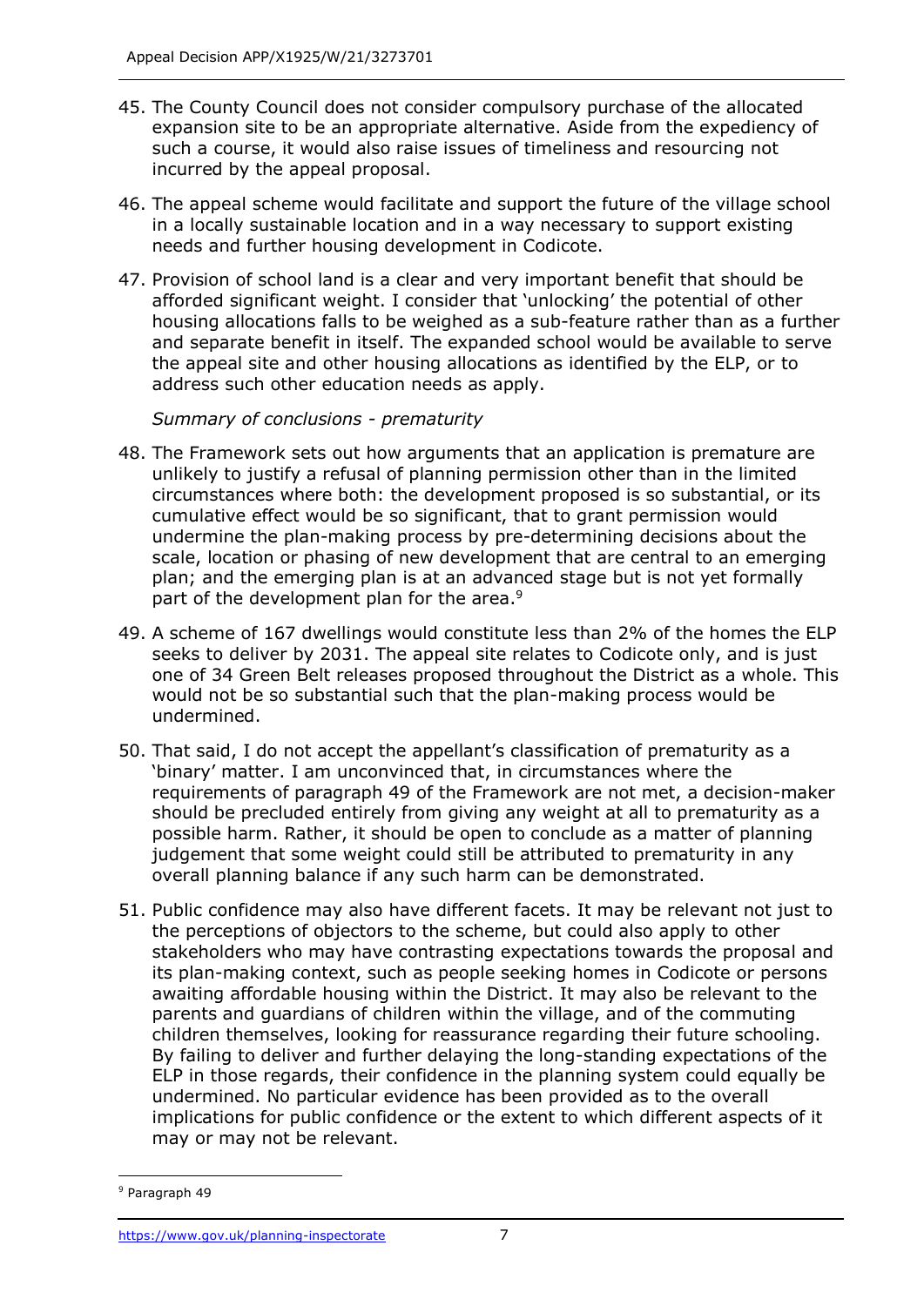45. The County Council does not consider compulsory purchase of the allocated expansion site to be an appropriate alternative. Aside from the expediency of such a course, it would also raise issues of timeliness and resourcing not incurred by the appeal proposal.

46. The appeal scheme would facilitate and support the future of the village school in a locally sustainable location and in a way necessary to support existing needs and further housing development in Codicote.

47. Provision of school land is a clear and very important benefit that should be afforded significant weight. I consider that 'unlocking' the potential of other housing allocations falls to be weighed as a sub-feature rather than as a further and separate benefit in itself. The expanded school would be available to serve the appeal site and other housing allocations as identified by the ELP, or to address such other education needs as apply.

*Summary of conclusions - prematurity*

48. The Framework sets out how arguments that an application is premature are unlikely to justify a refusal of planning permission other than in the limited circumstances where both: the development proposed is so substantial, or its cumulative effect would be so significant, that to grant permission would undermine the plan-making process by pre-determining decisions about the scale, location or phasing of new development that are central to an emerging plan; and the emerging plan is at an advanced stage but is not yet formally part of the development plan for the area.[9]

49. A scheme of 167 dwellings would constitute less than 2% of the homes the ELP seeks to deliver by 2031. The appeal site relates to Codicote only, and is just one of 34 Green Belt releases proposed throughout the District as a whole. This would not be so substantial such that the plan-making process would be undermined.

50. That said, I do not accept the appellant's classification of prematurity as a 'binary' matter. I am unconvinced that, in circumstances where the requirements of paragraph 49 of the Framework are not met, a decision-maker should be precluded entirely from giving any weight at all to prematurity as a possible harm. Rather, it should be open to conclude as a matter of planning judgement that some weight could still be attributed to prematurity in any overall planning balance if any such harm can be demonstrated.

51. Public confidence may also have different facets. It may be relevant not just to the perceptions of objectors to the scheme, but could also apply to other stakeholders who may have contrasting expectations towards the proposal and its plan-making context, such as people seeking homes in Codicote or persons awaiting affordable housing within the District. It may also be relevant to the parents and guardians of children within the village, and of the commuting children themselves, looking for reassurance regarding their future schooling. By failing to deliver and further delaying the long-standing expectations of the ELP in those regards, their confidence in the planning system could equally be undermined. No particular evidence has been provided as to the overall implications for public confidence or the extent to which different aspects of it may or may not be relevant.

[9] Paragraph 49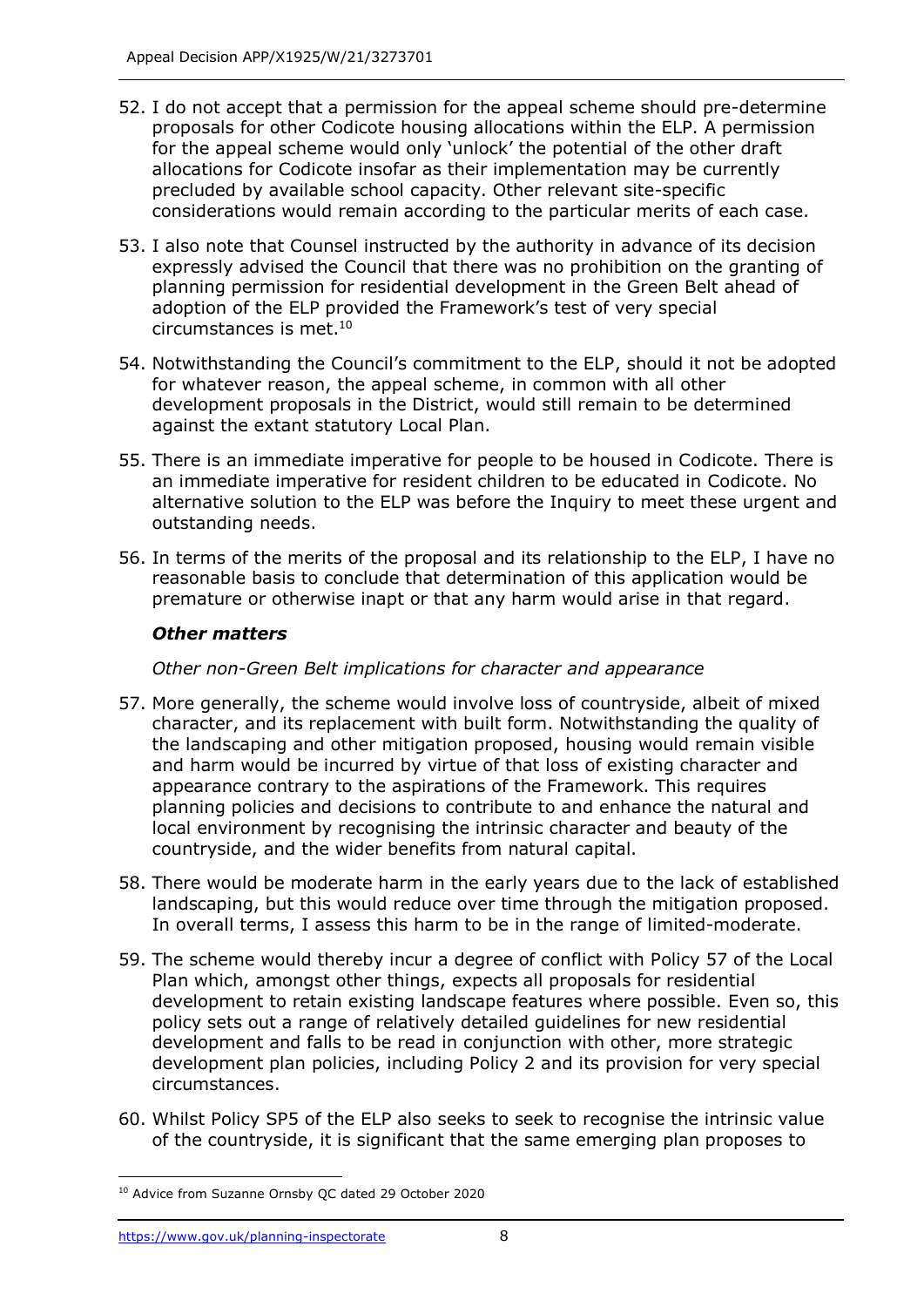52. I do not accept that a permission for the appeal scheme should pre-determine proposals for other Codicote housing allocations within the ELP. A permission for the appeal scheme would only 'unlock' the potential of the other draft allocations for Codicote insofar as their implementation may be currently precluded by available school capacity. Other relevant site-specific considerations would remain according to the particular merits of each case.

53. I also note that Counsel instructed by the authority in advance of its decision expressly advised the Council that there was no prohibition on the granting of planning permission for residential development in the Green Belt ahead of adoption of the ELP provided the Framework's test of very special circumstances is met.[10]

54. Notwithstanding the Council's commitment to the ELP, should it not be adopted for whatever reason, the appeal scheme, in common with all other development proposals in the District, would still remain to be determined against the extant statutory Local Plan.

55. There is an immediate imperative for people to be housed in Codicote. There is an immediate imperative for resident children to be educated in Codicote. No alternative solution to the ELP was before the Inquiry to meet these urgent and outstanding needs.

56. In terms of the merits of the proposal and its relationship to the ELP, I have no reasonable basis to conclude that determination of this application would be premature or otherwise inapt or that any harm would arise in that regard.

### *Other matters*

*Other non-Green Belt implications for character and appearance*

57. More generally, the scheme would involve loss of countryside, albeit of mixed character, and its replacement with built form. Notwithstanding the quality of the landscaping and other mitigation proposed, housing would remain visible and harm would be incurred by virtue of that loss of existing character and appearance contrary to the aspirations of the Framework. This requires planning policies and decisions to contribute to and enhance the natural and local environment by recognising the intrinsic character and beauty of the countryside, and the wider benefits from natural capital.

58. There would be moderate harm in the early years due to the lack of established landscaping, but this would reduce over time through the mitigation proposed. In overall terms, I assess this harm to be in the range of limited-moderate.

59. The scheme would thereby incur a degree of conflict with Policy 57 of the Local Plan which, amongst other things, expects all proposals for residential development to retain existing landscape features where possible. Even so, this policy sets out a range of relatively detailed guidelines for new residential development and falls to be read in conjunction with other, more strategic development plan policies, including Policy 2 and its provision for very special circumstances.

60. Whilst Policy SP5 of the ELP also seeks to seek to recognise the intrinsic value of the countryside, it is significant that the same emerging plan proposes to

[10] Advice from Suzanne Ornsby QC dated 29 October 2020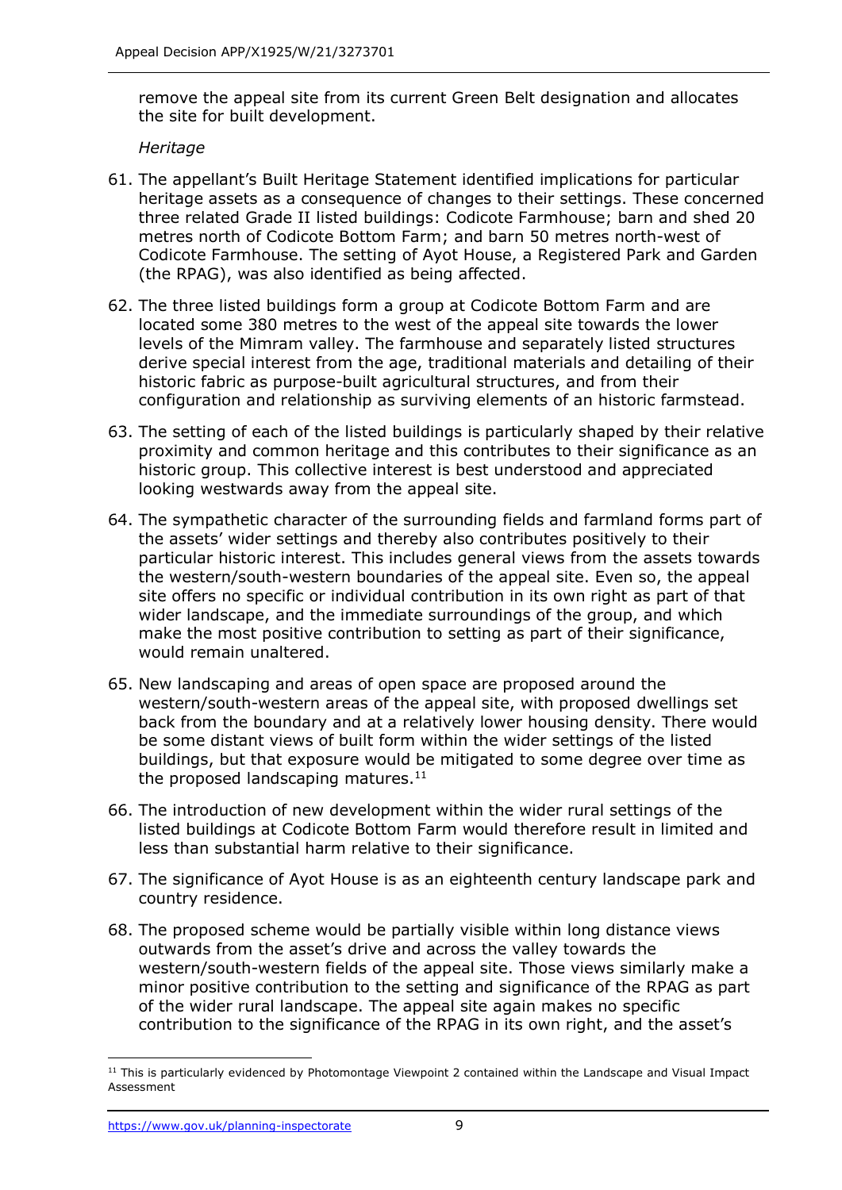remove the appeal site from its current Green Belt designation and allocates the site for built development.

*Heritage*

61. The appellant's Built Heritage Statement identified implications for particular heritage assets as a consequence of changes to their settings. These concerned three related Grade II listed buildings: Codicote Farmhouse; barn and shed 20 metres north of Codicote Bottom Farm; and barn 50 metres north-west of Codicote Farmhouse. The setting of Ayot House, a Registered Park and Garden (the RPAG), was also identified as being affected.

62. The three listed buildings form a group at Codicote Bottom Farm and are located some 380 metres to the west of the appeal site towards the lower levels of the Mimram valley. The farmhouse and separately listed structures derive special interest from the age, traditional materials and detailing of their historic fabric as purpose-built agricultural structures, and from their configuration and relationship as surviving elements of an historic farmstead.

63. The setting of each of the listed buildings is particularly shaped by their relative proximity and common heritage and this contributes to their significance as an historic group. This collective interest is best understood and appreciated looking westwards away from the appeal site.

64. The sympathetic character of the surrounding fields and farmland forms part of the assets' wider settings and thereby also contributes positively to their particular historic interest. This includes general views from the assets towards the western/south-western boundaries of the appeal site. Even so, the appeal site offers no specific or individual contribution in its own right as part of that wider landscape, and the immediate surroundings of the group, and which make the most positive contribution to setting as part of their significance, would remain unaltered.

65. New landscaping and areas of open space are proposed around the western/south-western areas of the appeal site, with proposed dwellings set back from the boundary and at a relatively lower housing density. There would be some distant views of built form within the wider settings of the listed buildings, but that exposure would be mitigated to some degree over time as the proposed landscaping matures.[11]

66. The introduction of new development within the wider rural settings of the listed buildings at Codicote Bottom Farm would therefore result in limited and less than substantial harm relative to their significance.

67. The significance of Ayot House is as an eighteenth century landscape park and country residence.

68. The proposed scheme would be partially visible within long distance views outwards from the asset's drive and across the valley towards the western/south-western fields of the appeal site. Those views similarly make a minor positive contribution to the setting and significance of the RPAG as part of the wider rural landscape. The appeal site again makes no specific contribution to the significance of the RPAG in its own right, and the asset's

[11] This is particularly evidenced by Photomontage Viewpoint 2 contained within the Landscape and Visual Impact Assessment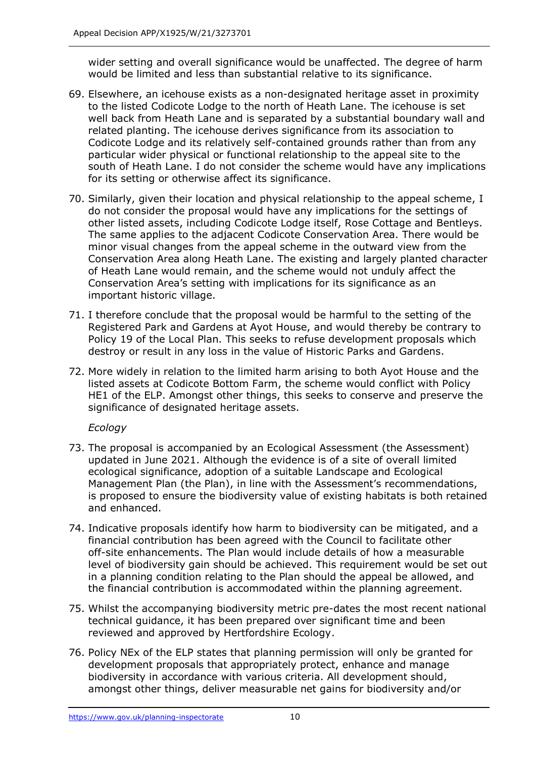wider setting and overall significance would be unaffected. The degree of harm would be limited and less than substantial relative to its significance.

69. Elsewhere, an icehouse exists as a non-designated heritage asset in proximity to the listed Codicote Lodge to the north of Heath Lane. The icehouse is set well back from Heath Lane and is separated by a substantial boundary wall and related planting. The icehouse derives significance from its association to Codicote Lodge and its relatively self-contained grounds rather than from any particular wider physical or functional relationship to the appeal site to the south of Heath Lane. I do not consider the scheme would have any implications for its setting or otherwise affect its significance.

70. Similarly, given their location and physical relationship to the appeal scheme, I do not consider the proposal would have any implications for the settings of other listed assets, including Codicote Lodge itself, Rose Cottage and Bentleys. The same applies to the adjacent Codicote Conservation Area. There would be minor visual changes from the appeal scheme in the outward view from the Conservation Area along Heath Lane. The existing and largely planted character of Heath Lane would remain, and the scheme would not unduly affect the Conservation Area's setting with implications for its significance as an important historic village.

71. I therefore conclude that the proposal would be harmful to the setting of the Registered Park and Gardens at Ayot House, and would thereby be contrary to Policy 19 of the Local Plan. This seeks to refuse development proposals which destroy or result in any loss in the value of Historic Parks and Gardens.

72. More widely in relation to the limited harm arising to both Ayot House and the listed assets at Codicote Bottom Farm, the scheme would conflict with Policy HE1 of the ELP. Amongst other things, this seeks to conserve and preserve the significance of designated heritage assets.

*Ecology*

73. The proposal is accompanied by an Ecological Assessment (the Assessment) updated in June 2021. Although the evidence is of a site of overall limited ecological significance, adoption of a suitable Landscape and Ecological Management Plan (the Plan), in line with the Assessment's recommendations, is proposed to ensure the biodiversity value of existing habitats is both retained and enhanced.

74. Indicative proposals identify how harm to biodiversity can be mitigated, and a financial contribution has been agreed with the Council to facilitate other off-site enhancements. The Plan would include details of how a measurable level of biodiversity gain should be achieved. This requirement would be set out in a planning condition relating to the Plan should the appeal be allowed, and the financial contribution is accommodated within the planning agreement.

75. Whilst the accompanying biodiversity metric pre-dates the most recent national technical guidance, it has been prepared over significant time and been reviewed and approved by Hertfordshire Ecology.

76. Policy NEx of the ELP states that planning permission will only be granted for development proposals that appropriately protect, enhance and manage biodiversity in accordance with various criteria. All development should, amongst other things, deliver measurable net gains for biodiversity and/or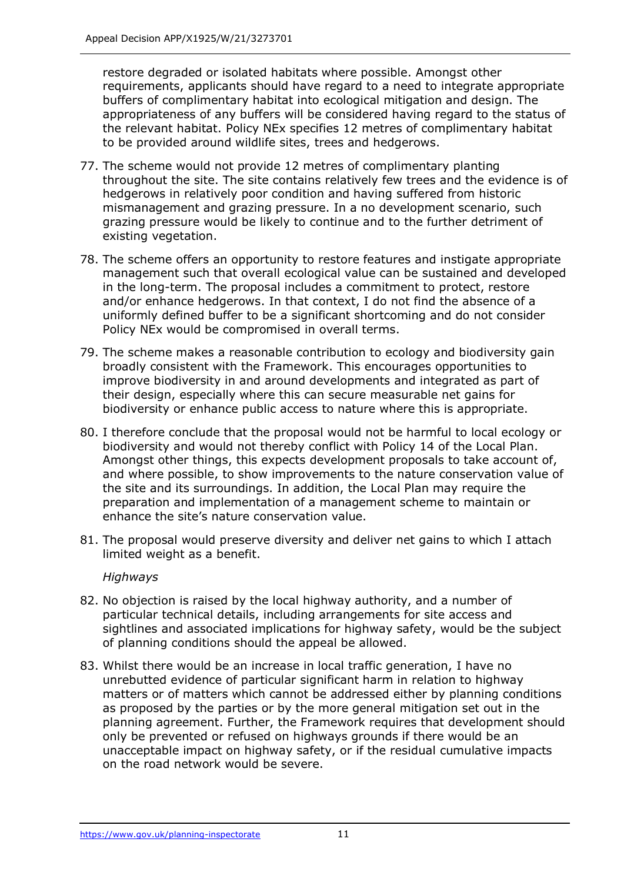restore degraded or isolated habitats where possible. Amongst other requirements, applicants should have regard to a need to integrate appropriate buffers of complimentary habitat into ecological mitigation and design. The appropriateness of any buffers will be considered having regard to the status of the relevant habitat. Policy NEx specifies 12 metres of complimentary habitat to be provided around wildlife sites, trees and hedgerows.

77. The scheme would not provide 12 metres of complimentary planting throughout the site. The site contains relatively few trees and the evidence is of hedgerows in relatively poor condition and having suffered from historic mismanagement and grazing pressure. In a no development scenario, such grazing pressure would be likely to continue and to the further detriment of existing vegetation.

78. The scheme offers an opportunity to restore features and instigate appropriate management such that overall ecological value can be sustained and developed in the long-term. The proposal includes a commitment to protect, restore and/or enhance hedgerows. In that context, I do not find the absence of a uniformly defined buffer to be a significant shortcoming and do not consider Policy NEx would be compromised in overall terms.

79. The scheme makes a reasonable contribution to ecology and biodiversity gain broadly consistent with the Framework. This encourages opportunities to improve biodiversity in and around developments and integrated as part of their design, especially where this can secure measurable net gains for biodiversity or enhance public access to nature where this is appropriate.

80. I therefore conclude that the proposal would not be harmful to local ecology or biodiversity and would not thereby conflict with Policy 14 of the Local Plan. Amongst other things, this expects development proposals to take account of, and where possible, to show improvements to the nature conservation value of the site and its surroundings. In addition, the Local Plan may require the preparation and implementation of a management scheme to maintain or enhance the site's nature conservation value.

81. The proposal would preserve diversity and deliver net gains to which I attach limited weight as a benefit.

*Highways*

82. No objection is raised by the local highway authority, and a number of particular technical details, including arrangements for site access and sightlines and associated implications for highway safety, would be the subject of planning conditions should the appeal be allowed.

83. Whilst there would be an increase in local traffic generation, I have no unrebutted evidence of particular significant harm in relation to highway matters or of matters which cannot be addressed either by planning conditions as proposed by the parties or by the more general mitigation set out in the planning agreement. Further, the Framework requires that development should only be prevented or refused on highways grounds if there would be an unacceptable impact on highway safety, or if the residual cumulative impacts on the road network would be severe.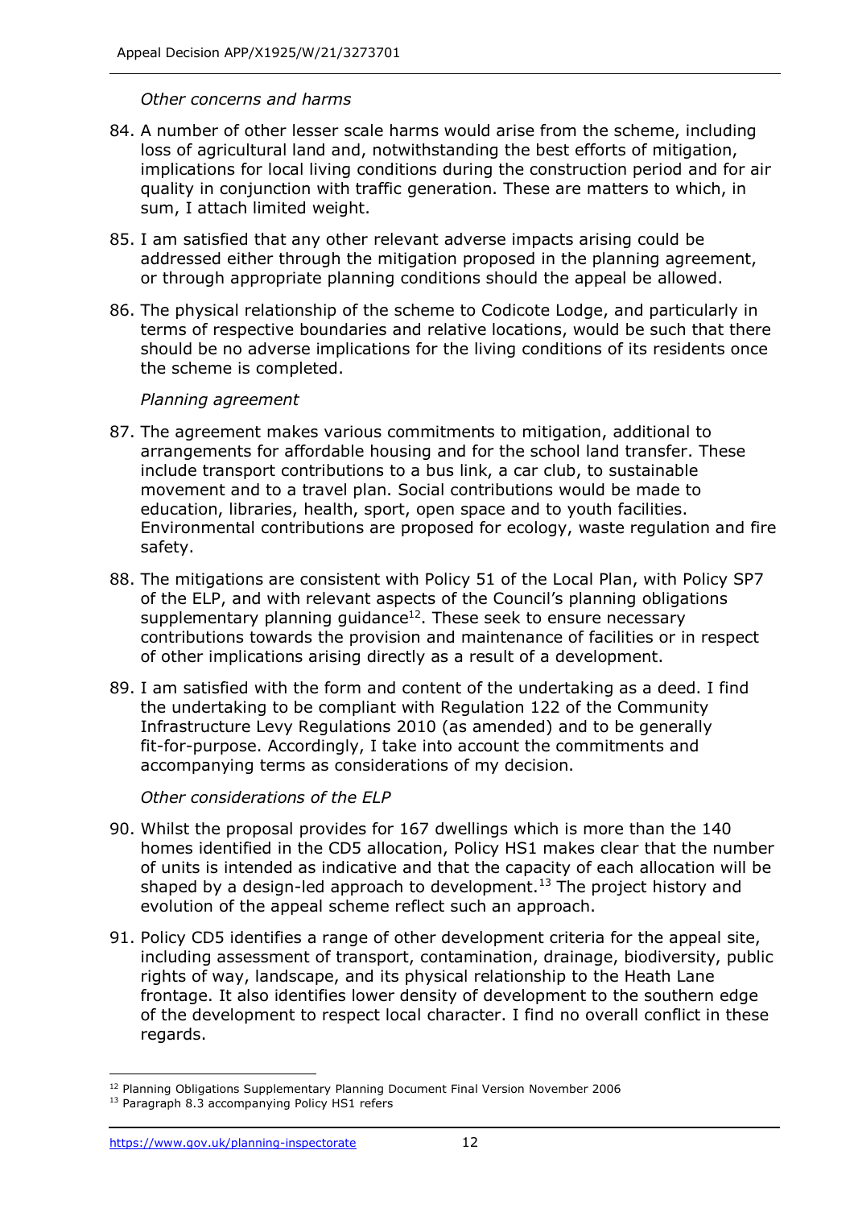*Other concerns and harms*

84. A number of other lesser scale harms would arise from the scheme, including loss of agricultural land and, notwithstanding the best efforts of mitigation, implications for local living conditions during the construction period and for air quality in conjunction with traffic generation. These are matters to which, in sum, I attach limited weight.

85. I am satisfied that any other relevant adverse impacts arising could be addressed either through the mitigation proposed in the planning agreement, or through appropriate planning conditions should the appeal be allowed.

86. The physical relationship of the scheme to Codicote Lodge, and particularly in terms of respective boundaries and relative locations, would be such that there should be no adverse implications for the living conditions of its residents once the scheme is completed.

*Planning agreement*

87. The agreement makes various commitments to mitigation, additional to arrangements for affordable housing and for the school land transfer. These include transport contributions to a bus link, a car club, to sustainable movement and to a travel plan. Social contributions would be made to education, libraries, health, sport, open space and to youth facilities. Environmental contributions are proposed for ecology, waste regulation and fire safety.

88. The mitigations are consistent with Policy 51 of the Local Plan, with Policy SP7 of the ELP, and with relevant aspects of the Council's planning obligations supplementary planning guidance[12]. These seek to ensure necessary contributions towards the provision and maintenance of facilities or in respect of other implications arising directly as a result of a development.

89. I am satisfied with the form and content of the undertaking as a deed. I find the undertaking to be compliant with Regulation 122 of the Community Infrastructure Levy Regulations 2010 (as amended) and to be generally fit-for-purpose. Accordingly, I take into account the commitments and accompanying terms as considerations of my decision.

*Other considerations of the ELP*

90. Whilst the proposal provides for 167 dwellings which is more than the 140 homes identified in the CD5 allocation, Policy HS1 makes clear that the number of units is intended as indicative and that the capacity of each allocation will be shaped by a design-led approach to development.[13] The project history and evolution of the appeal scheme reflect such an approach.

91. Policy CD5 identifies a range of other development criteria for the appeal site, including assessment of transport, contamination, drainage, biodiversity, public rights of way, landscape, and its physical relationship to the Heath Lane frontage. It also identifies lower density of development to the southern edge of the development to respect local character. I find no overall conflict in these regards.

---

[12] Planning Obligations Supplementary Planning Document Final Version November 2006

[13] Paragraph 8.3 accompanying Policy HS1 refers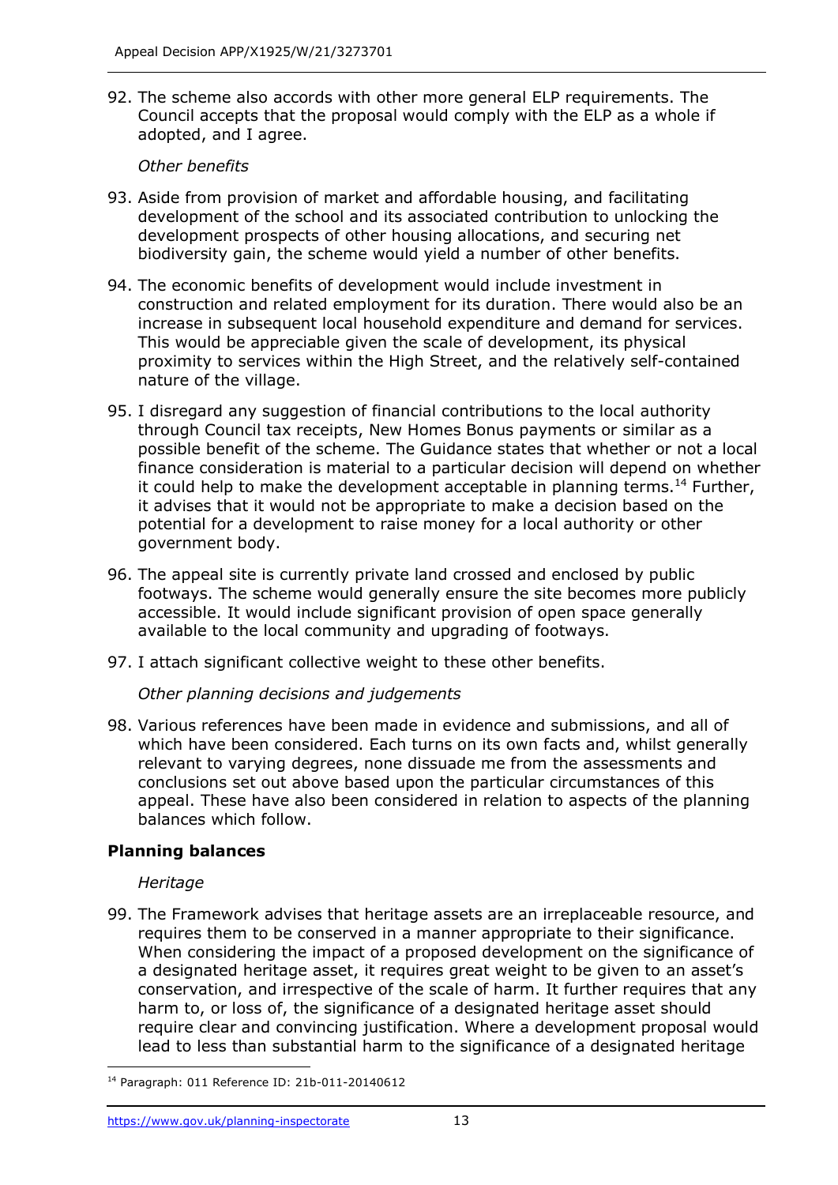92. The scheme also accords with other more general ELP requirements. The Council accepts that the proposal would comply with the ELP as a whole if adopted, and I agree.

*Other benefits*

93. Aside from provision of market and affordable housing, and facilitating development of the school and its associated contribution to unlocking the development prospects of other housing allocations, and securing net biodiversity gain, the scheme would yield a number of other benefits.

94. The economic benefits of development would include investment in construction and related employment for its duration. There would also be an increase in subsequent local household expenditure and demand for services. This would be appreciable given the scale of development, its physical proximity to services within the High Street, and the relatively self-contained nature of the village.

95. I disregard any suggestion of financial contributions to the local authority through Council tax receipts, New Homes Bonus payments or similar as a possible benefit of the scheme. The Guidance states that whether or not a local finance consideration is material to a particular decision will depend on whether it could help to make the development acceptable in planning terms.[14] Further, it advises that it would not be appropriate to make a decision based on the potential for a development to raise money for a local authority or other government body.

96. The appeal site is currently private land crossed and enclosed by public footways. The scheme would generally ensure the site becomes more publicly accessible. It would include significant provision of open space generally available to the local community and upgrading of footways.

97. I attach significant collective weight to these other benefits.

*Other planning decisions and judgements*

98. Various references have been made in evidence and submissions, and all of which have been considered. Each turns on its own facts and, whilst generally relevant to varying degrees, none dissuade me from the assessments and conclusions set out above based upon the particular circumstances of this appeal. These have also been considered in relation to aspects of the planning balances which follow.

## Planning balances

*Heritage*

99. The Framework advises that heritage assets are an irreplaceable resource, and requires them to be conserved in a manner appropriate to their significance. When considering the impact of a proposed development on the significance of a designated heritage asset, it requires great weight to be given to an asset's conservation, and irrespective of the scale of harm. It further requires that any harm to, or loss of, the significance of a designated heritage asset should require clear and convincing justification. Where a development proposal would lead to less than substantial harm to the significance of a designated heritage

[14] Paragraph: 011 Reference ID: 21b-011-20140612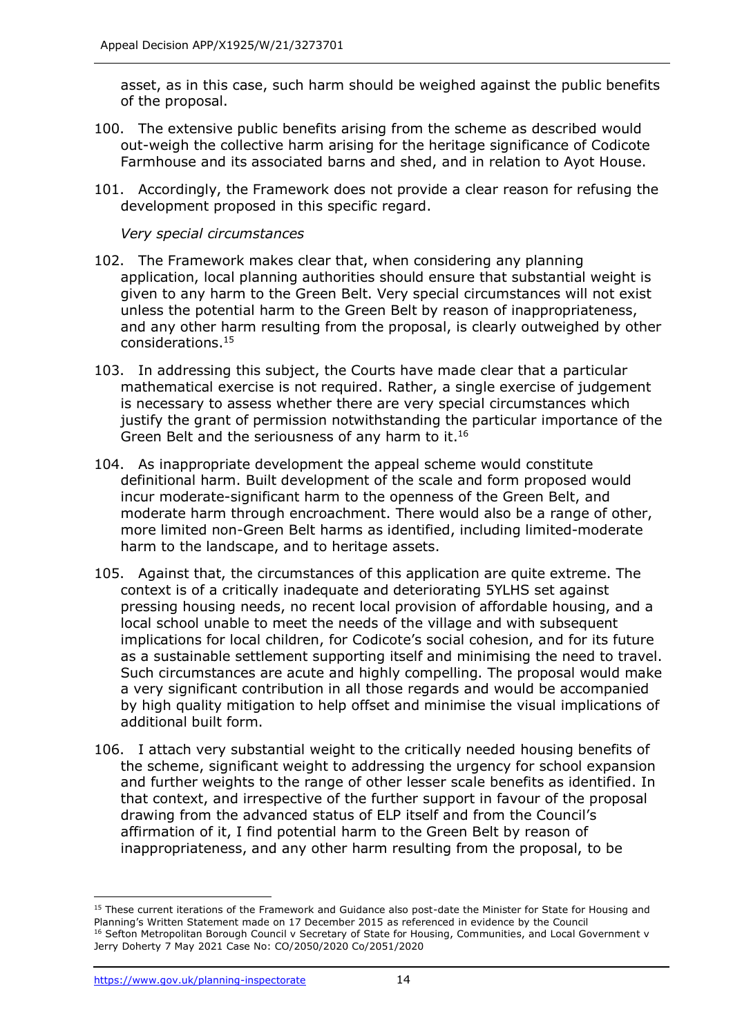asset, as in this case, such harm should be weighed against the public benefits of the proposal.

100. The extensive public benefits arising from the scheme as described would out-weigh the collective harm arising for the heritage significance of Codicote Farmhouse and its associated barns and shed, and in relation to Ayot House.

101. Accordingly, the Framework does not provide a clear reason for refusing the development proposed in this specific regard.

*Very special circumstances*

102. The Framework makes clear that, when considering any planning application, local planning authorities should ensure that substantial weight is given to any harm to the Green Belt. Very special circumstances will not exist unless the potential harm to the Green Belt by reason of inappropriateness, and any other harm resulting from the proposal, is clearly outweighed by other considerations.[15]

103. In addressing this subject, the Courts have made clear that a particular mathematical exercise is not required. Rather, a single exercise of judgement is necessary to assess whether there are very special circumstances which justify the grant of permission notwithstanding the particular importance of the Green Belt and the seriousness of any harm to it.[16]

104. As inappropriate development the appeal scheme would constitute definitional harm. Built development of the scale and form proposed would incur moderate-significant harm to the openness of the Green Belt, and moderate harm through encroachment. There would also be a range of other, more limited non-Green Belt harms as identified, including limited-moderate harm to the landscape, and to heritage assets.

105. Against that, the circumstances of this application are quite extreme. The context is of a critically inadequate and deteriorating 5YLHS set against pressing housing needs, no recent local provision of affordable housing, and a local school unable to meet the needs of the village and with subsequent implications for local children, for Codicote's social cohesion, and for its future as a sustainable settlement supporting itself and minimising the need to travel. Such circumstances are acute and highly compelling. The proposal would make a very significant contribution in all those regards and would be accompanied by high quality mitigation to help offset and minimise the visual implications of additional built form.

106. I attach very substantial weight to the critically needed housing benefits of the scheme, significant weight to addressing the urgency for school expansion and further weights to the range of other lesser scale benefits as identified. In that context, and irrespective of the further support in favour of the proposal drawing from the advanced status of ELP itself and from the Council's affirmation of it, I find potential harm to the Green Belt by reason of inappropriateness, and any other harm resulting from the proposal, to be

---

[15] These current iterations of the Framework and Guidance also post-date the Minister for State for Housing and Planning's Written Statement made on 17 December 2015 as referenced in evidence by the Council

[16] Sefton Metropolitan Borough Council v Secretary of State for Housing, Communities, and Local Government v Jerry Doherty 7 May 2021 Case No: CO/2050/2020 Co/2051/2020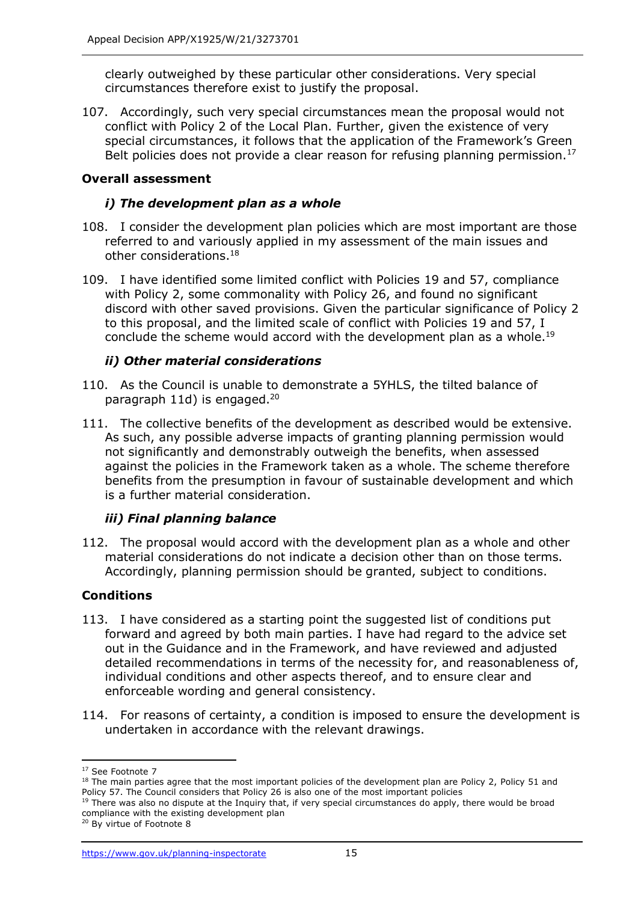clearly outweighed by these particular other considerations. Very special circumstances therefore exist to justify the proposal.

107. Accordingly, such very special circumstances mean the proposal would not conflict with Policy 2 of the Local Plan. Further, given the existence of very special circumstances, it follows that the application of the Framework's Green Belt policies does not provide a clear reason for refusing planning permission.[17]

**Overall assessment**

***i) The development plan as a whole***

108. I consider the development plan policies which are most important are those referred to and variously applied in my assessment of the main issues and other considerations.[18]

109. I have identified some limited conflict with Policies 19 and 57, compliance with Policy 2, some commonality with Policy 26, and found no significant discord with other saved provisions. Given the particular significance of Policy 2 to this proposal, and the limited scale of conflict with Policies 19 and 57, I conclude the scheme would accord with the development plan as a whole.[19]

***ii) Other material considerations***

110. As the Council is unable to demonstrate a 5YHLS, the tilted balance of paragraph 11d) is engaged.[20]

111. The collective benefits of the development as described would be extensive. As such, any possible adverse impacts of granting planning permission would not significantly and demonstrably outweigh the benefits, when assessed against the policies in the Framework taken as a whole. The scheme therefore benefits from the presumption in favour of sustainable development and which is a further material consideration.

***iii) Final planning balance***

112. The proposal would accord with the development plan as a whole and other material considerations do not indicate a decision other than on those terms. Accordingly, planning permission should be granted, subject to conditions.

**Conditions**

113. I have considered as a starting point the suggested list of conditions put forward and agreed by both main parties. I have had regard to the advice set out in the Guidance and in the Framework, and have reviewed and adjusted detailed recommendations in terms of the necessity for, and reasonableness of, individual conditions and other aspects thereof, and to ensure clear and enforceable wording and general consistency.

114. For reasons of certainty, a condition is imposed to ensure the development is undertaken in accordance with the relevant drawings.

---

[17] See Footnote 7

[18] The main parties agree that the most important policies of the development plan are Policy 2, Policy 51 and Policy 57. The Council considers that Policy 26 is also one of the most important policies

[19] There was also no dispute at the Inquiry that, if very special circumstances do apply, there would be broad compliance with the existing development plan

[20] By virtue of Footnote 8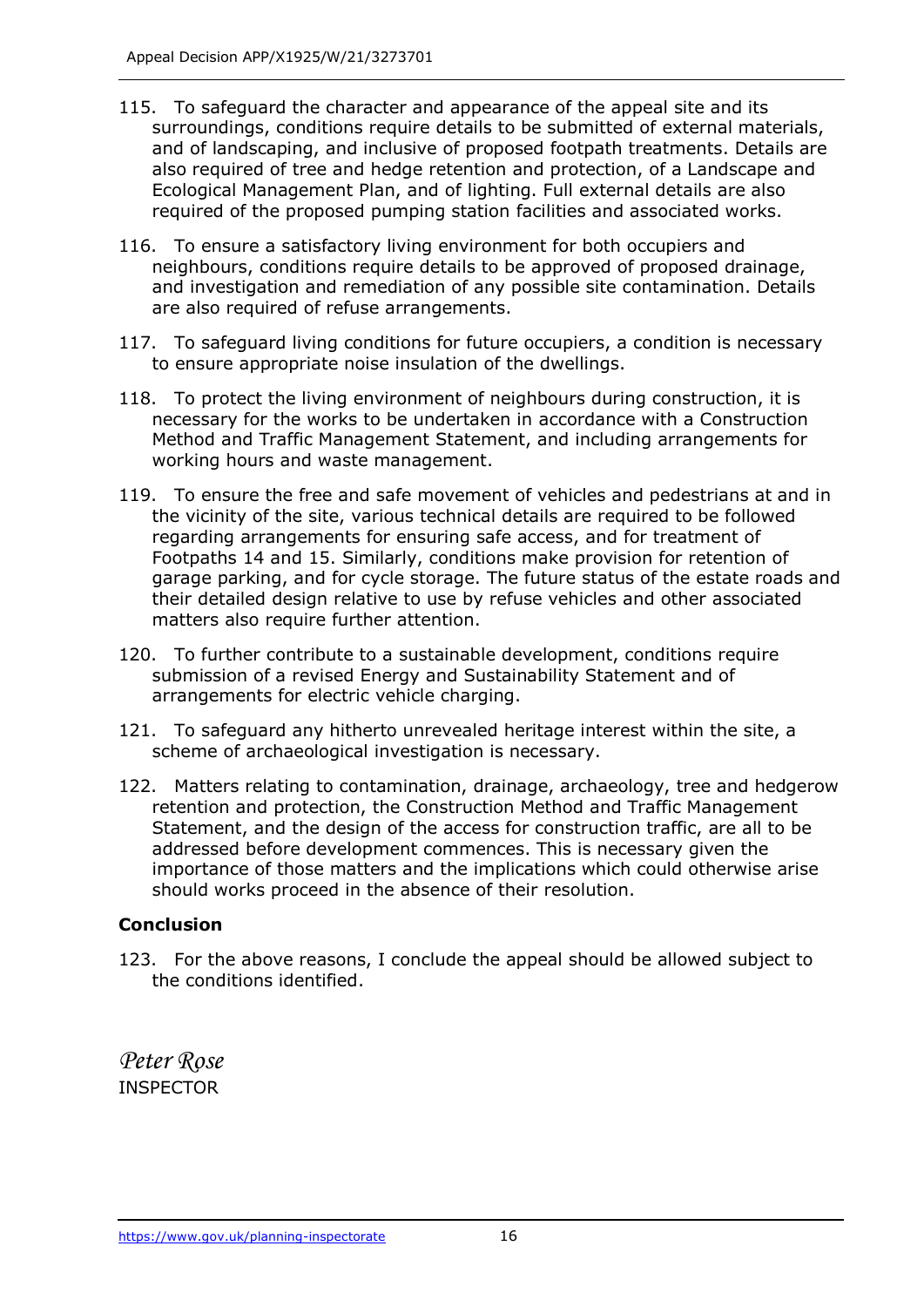115. To safeguard the character and appearance of the appeal site and its surroundings, conditions require details to be submitted of external materials, and of landscaping, and inclusive of proposed footpath treatments. Details are also required of tree and hedge retention and protection, of a Landscape and Ecological Management Plan, and of lighting. Full external details are also required of the proposed pumping station facilities and associated works.

116. To ensure a satisfactory living environment for both occupiers and neighbours, conditions require details to be approved of proposed drainage, and investigation and remediation of any possible site contamination. Details are also required of refuse arrangements.

117. To safeguard living conditions for future occupiers, a condition is necessary to ensure appropriate noise insulation of the dwellings.

118. To protect the living environment of neighbours during construction, it is necessary for the works to be undertaken in accordance with a Construction Method and Traffic Management Statement, and including arrangements for working hours and waste management.

119. To ensure the free and safe movement of vehicles and pedestrians at and in the vicinity of the site, various technical details are required to be followed regarding arrangements for ensuring safe access, and for treatment of Footpaths 14 and 15. Similarly, conditions make provision for retention of garage parking, and for cycle storage. The future status of the estate roads and their detailed design relative to use by refuse vehicles and other associated matters also require further attention.

120. To further contribute to a sustainable development, conditions require submission of a revised Energy and Sustainability Statement and of arrangements for electric vehicle charging.

121. To safeguard any hitherto unrevealed heritage interest within the site, a scheme of archaeological investigation is necessary.

122. Matters relating to contamination, drainage, archaeology, tree and hedgerow retention and protection, the Construction Method and Traffic Management Statement, and the design of the access for construction traffic, are all to be addressed before development commences. This is necessary given the importance of those matters and the implications which could otherwise arise should works proceed in the absence of their resolution.

## Conclusion

123. For the above reasons, I conclude the appeal should be allowed subject to the conditions identified.

*Peter Rose*

INSPECTOR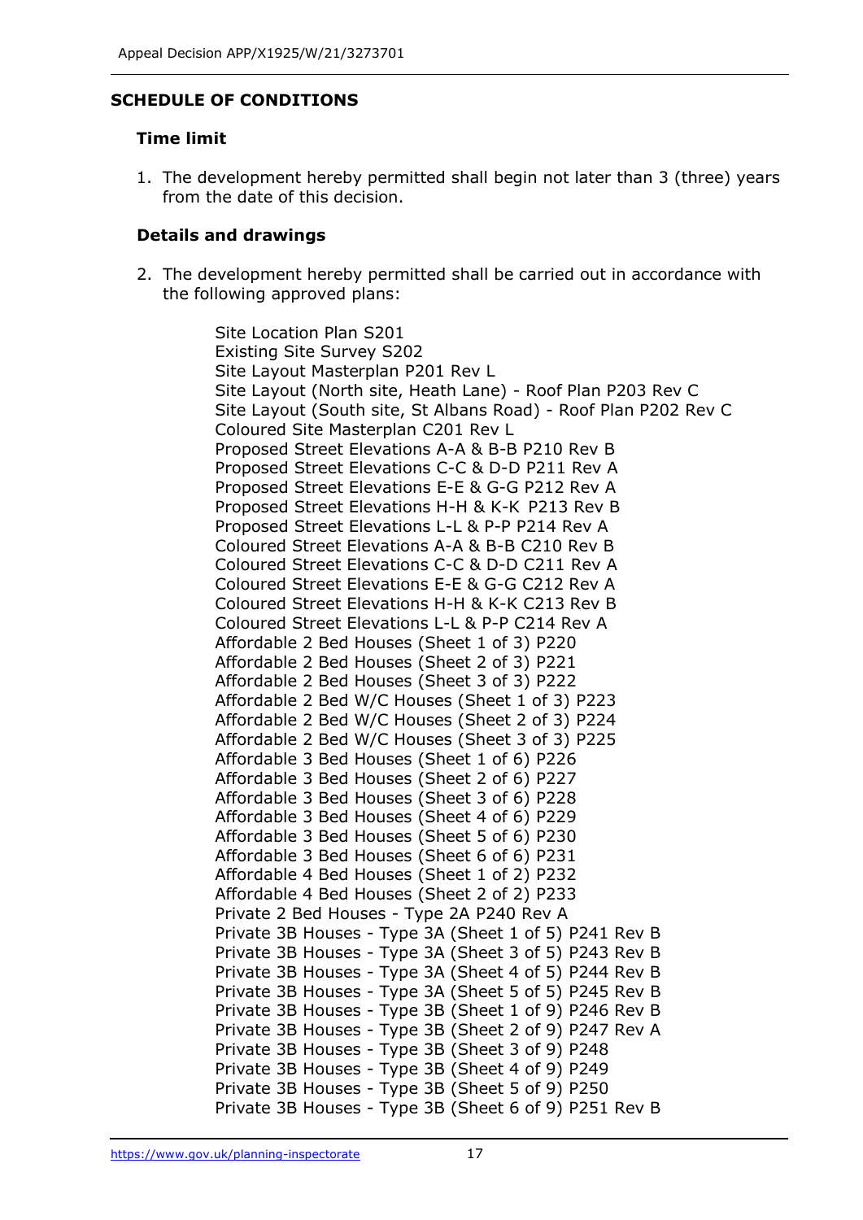## SCHEDULE OF CONDITIONS

### Time limit

1. The development hereby permitted shall begin not later than 3 (three) years from the date of this decision.

### Details and drawings

2. The development hereby permitted shall be carried out in accordance with the following approved plans:

   Site Location Plan S201
   Existing Site Survey S202
   Site Layout Masterplan P201 Rev L
   Site Layout (North site, Heath Lane) - Roof Plan P203 Rev C
   Site Layout (South site, St Albans Road) - Roof Plan P202 Rev C
   Coloured Site Masterplan C201 Rev L
   Proposed Street Elevations A-A & B-B P210 Rev B
   Proposed Street Elevations C-C & D-D P211 Rev A
   Proposed Street Elevations E-E & G-G P212 Rev A
   Proposed Street Elevations H-H & K-K P213 Rev B
   Proposed Street Elevations L-L & P-P P214 Rev A
   Coloured Street Elevations A-A & B-B C210 Rev B
   Coloured Street Elevations C-C & D-D C211 Rev A
   Coloured Street Elevations E-E & G-G C212 Rev A
   Coloured Street Elevations H-H & K-K C213 Rev B
   Coloured Street Elevations L-L & P-P C214 Rev A
   Affordable 2 Bed Houses (Sheet 1 of 3) P220
   Affordable 2 Bed Houses (Sheet 2 of 3) P221
   Affordable 2 Bed Houses (Sheet 3 of 3) P222
   Affordable 2 Bed W/C Houses (Sheet 1 of 3) P223
   Affordable 2 Bed W/C Houses (Sheet 2 of 3) P224
   Affordable 2 Bed W/C Houses (Sheet 3 of 3) P225
   Affordable 3 Bed Houses (Sheet 1 of 6) P226
   Affordable 3 Bed Houses (Sheet 2 of 6) P227
   Affordable 3 Bed Houses (Sheet 3 of 6) P228
   Affordable 3 Bed Houses (Sheet 4 of 6) P229
   Affordable 3 Bed Houses (Sheet 5 of 6) P230
   Affordable 3 Bed Houses (Sheet 6 of 6) P231
   Affordable 4 Bed Houses (Sheet 1 of 2) P232
   Affordable 4 Bed Houses (Sheet 2 of 2) P233
   Private 2 Bed Houses - Type 2A P240 Rev A
   Private 3B Houses - Type 3A (Sheet 1 of 5) P241 Rev B
   Private 3B Houses - Type 3A (Sheet 3 of 5) P243 Rev B
   Private 3B Houses - Type 3A (Sheet 4 of 5) P244 Rev B
   Private 3B Houses - Type 3A (Sheet 5 of 5) P245 Rev B
   Private 3B Houses - Type 3B (Sheet 1 of 9) P246 Rev B
   Private 3B Houses - Type 3B (Sheet 2 of 9) P247 Rev A
   Private 3B Houses - Type 3B (Sheet 3 of 9) P248
   Private 3B Houses - Type 3B (Sheet 4 of 9) P249
   Private 3B Houses - Type 3B (Sheet 5 of 9) P250
   Private 3B Houses - Type 3B (Sheet 6 of 9) P251 Rev B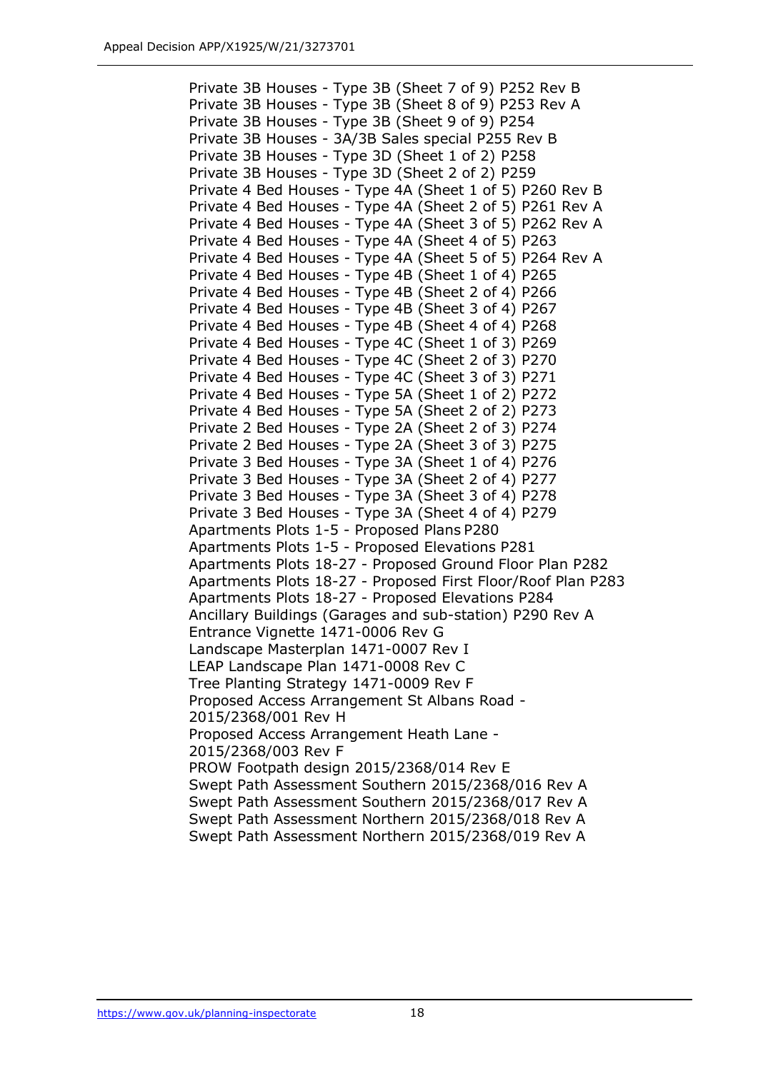Private 3B Houses - Type 3B (Sheet 7 of 9) P252 Rev B
Private 3B Houses - Type 3B (Sheet 8 of 9) P253 Rev A
Private 3B Houses - Type 3B (Sheet 9 of 9) P254
Private 3B Houses - 3A/3B Sales special P255 Rev B
Private 3B Houses - Type 3D (Sheet 1 of 2) P258
Private 3B Houses - Type 3D (Sheet 2 of 2) P259
Private 4 Bed Houses - Type 4A (Sheet 1 of 5) P260 Rev B
Private 4 Bed Houses - Type 4A (Sheet 2 of 5) P261 Rev A
Private 4 Bed Houses - Type 4A (Sheet 3 of 5) P262 Rev A
Private 4 Bed Houses - Type 4A (Sheet 4 of 5) P263
Private 4 Bed Houses - Type 4A (Sheet 5 of 5) P264 Rev A
Private 4 Bed Houses - Type 4B (Sheet 1 of 4) P265
Private 4 Bed Houses - Type 4B (Sheet 2 of 4) P266
Private 4 Bed Houses - Type 4B (Sheet 3 of 4) P267
Private 4 Bed Houses - Type 4B (Sheet 4 of 4) P268
Private 4 Bed Houses - Type 4C (Sheet 1 of 3) P269
Private 4 Bed Houses - Type 4C (Sheet 2 of 3) P270
Private 4 Bed Houses - Type 4C (Sheet 3 of 3) P271
Private 4 Bed Houses - Type 5A (Sheet 1 of 2) P272
Private 4 Bed Houses - Type 5A (Sheet 2 of 2) P273
Private 2 Bed Houses - Type 2A (Sheet 2 of 3) P274
Private 2 Bed Houses - Type 2A (Sheet 3 of 3) P275
Private 3 Bed Houses - Type 3A (Sheet 1 of 4) P276
Private 3 Bed Houses - Type 3A (Sheet 2 of 4) P277
Private 3 Bed Houses - Type 3A (Sheet 3 of 4) P278
Private 3 Bed Houses - Type 3A (Sheet 4 of 4) P279
Apartments Plots 1-5 - Proposed Plans P280
Apartments Plots 1-5 - Proposed Elevations P281
Apartments Plots 18-27 - Proposed Ground Floor Plan P282
Apartments Plots 18-27 - Proposed First Floor/Roof Plan P283
Apartments Plots 18-27 - Proposed Elevations P284
Ancillary Buildings (Garages and sub-station) P290 Rev A
Entrance Vignette 1471-0006 Rev G
Landscape Masterplan 1471-0007 Rev I
LEAP Landscape Plan 1471-0008 Rev C
Tree Planting Strategy 1471-0009 Rev F
Proposed Access Arrangement St Albans Road - 2015/2368/001 Rev H
Proposed Access Arrangement Heath Lane - 2015/2368/003 Rev F
PROW Footpath design 2015/2368/014 Rev E
Swept Path Assessment Southern 2015/2368/016 Rev A
Swept Path Assessment Southern 2015/2368/017 Rev A
Swept Path Assessment Northern 2015/2368/018 Rev A
Swept Path Assessment Northern 2015/2368/019 Rev A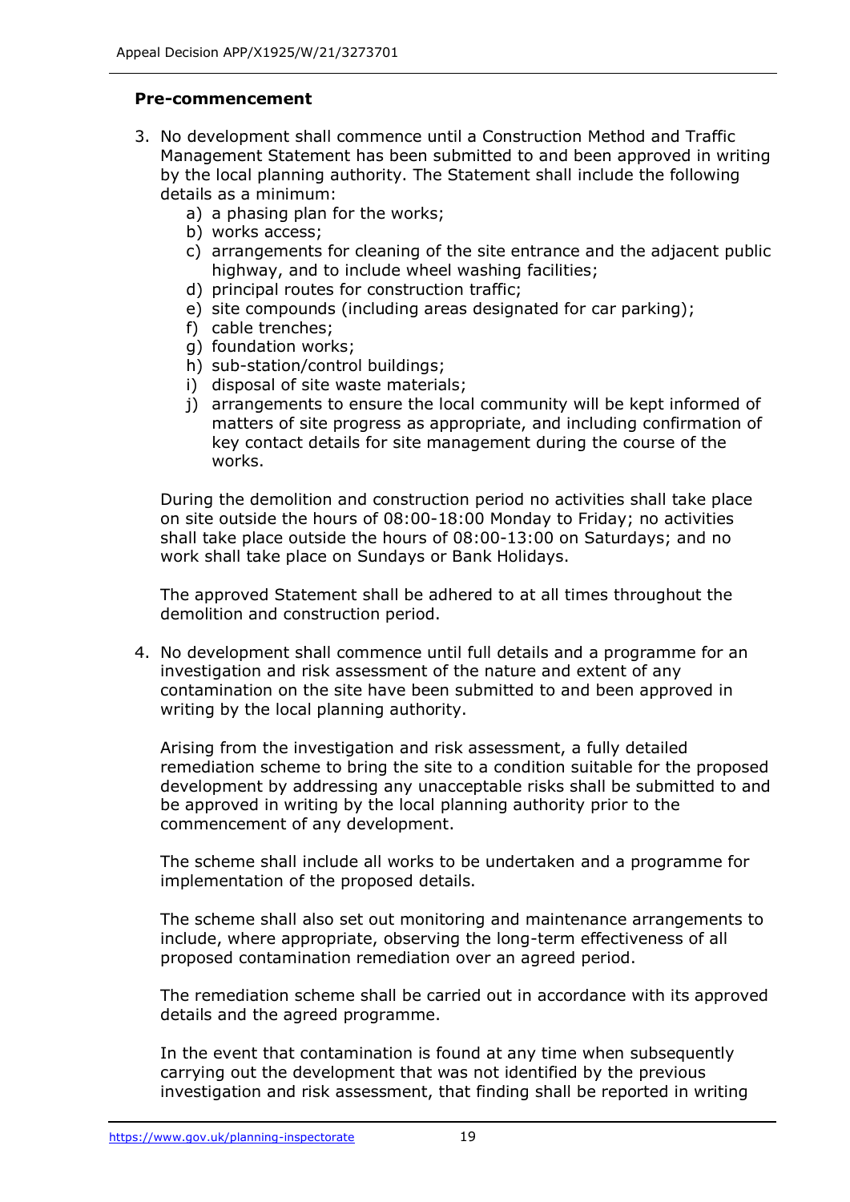**Pre-commencement**

3. No development shall commence until a Construction Method and Traffic Management Statement has been submitted to and been approved in writing by the local planning authority. The Statement shall include the following details as a minimum:
   a) a phasing plan for the works;
   b) works access;
   c) arrangements for cleaning of the site entrance and the adjacent public highway, and to include wheel washing facilities;
   d) principal routes for construction traffic;
   e) site compounds (including areas designated for car parking);
   f) cable trenches;
   g) foundation works;
   h) sub-station/control buildings;
   i) disposal of site waste materials;
   j) arrangements to ensure the local community will be kept informed of matters of site progress as appropriate, and including confirmation of key contact details for site management during the course of the works.

   During the demolition and construction period no activities shall take place on site outside the hours of 08:00-18:00 Monday to Friday; no activities shall take place outside the hours of 08:00-13:00 on Saturdays; and no work shall take place on Sundays or Bank Holidays.

   The approved Statement shall be adhered to at all times throughout the demolition and construction period.

4. No development shall commence until full details and a programme for an investigation and risk assessment of the nature and extent of any contamination on the site have been submitted to and been approved in writing by the local planning authority.

   Arising from the investigation and risk assessment, a fully detailed remediation scheme to bring the site to a condition suitable for the proposed development by addressing any unacceptable risks shall be submitted to and be approved in writing by the local planning authority prior to the commencement of any development.

   The scheme shall include all works to be undertaken and a programme for implementation of the proposed details.

   The scheme shall also set out monitoring and maintenance arrangements to include, where appropriate, observing the long-term effectiveness of all proposed contamination remediation over an agreed period.

   The remediation scheme shall be carried out in accordance with its approved details and the agreed programme.

   In the event that contamination is found at any time when subsequently carrying out the development that was not identified by the previous investigation and risk assessment, that finding shall be reported in writing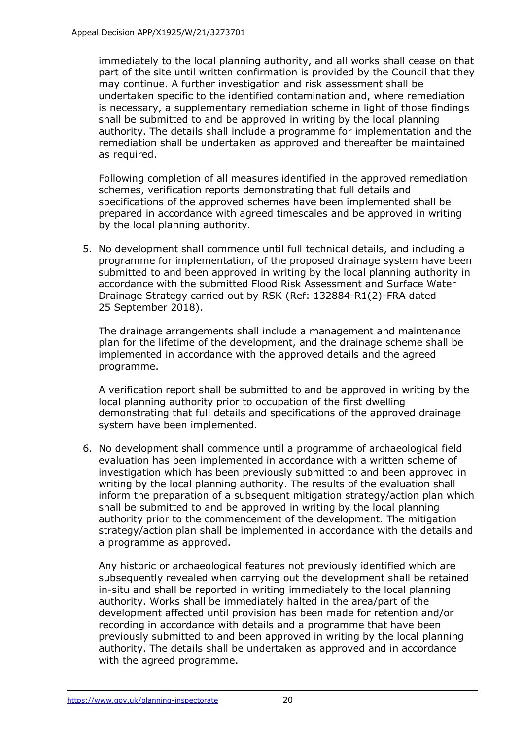immediately to the local planning authority, and all works shall cease on that part of the site until written confirmation is provided by the Council that they may continue. A further investigation and risk assessment shall be undertaken specific to the identified contamination and, where remediation is necessary, a supplementary remediation scheme in light of those findings shall be submitted to and be approved in writing by the local planning authority. The details shall include a programme for implementation and the remediation shall be undertaken as approved and thereafter be maintained as required.

Following completion of all measures identified in the approved remediation schemes, verification reports demonstrating that full details and specifications of the approved schemes have been implemented shall be prepared in accordance with agreed timescales and be approved in writing by the local planning authority.

5. No development shall commence until full technical details, and including a programme for implementation, of the proposed drainage system have been submitted to and been approved in writing by the local planning authority in accordance with the submitted Flood Risk Assessment and Surface Water Drainage Strategy carried out by RSK (Ref: 132884-R1(2)-FRA dated 25 September 2018).

   The drainage arrangements shall include a management and maintenance plan for the lifetime of the development, and the drainage scheme shall be implemented in accordance with the approved details and the agreed programme.

   A verification report shall be submitted to and be approved in writing by the local planning authority prior to occupation of the first dwelling demonstrating that full details and specifications of the approved drainage system have been implemented.

6. No development shall commence until a programme of archaeological field evaluation has been implemented in accordance with a written scheme of investigation which has been previously submitted to and been approved in writing by the local planning authority. The results of the evaluation shall inform the preparation of a subsequent mitigation strategy/action plan which shall be submitted to and be approved in writing by the local planning authority prior to the commencement of the development. The mitigation strategy/action plan shall be implemented in accordance with the details and a programme as approved.

   Any historic or archaeological features not previously identified which are subsequently revealed when carrying out the development shall be retained in-situ and shall be reported in writing immediately to the local planning authority. Works shall be immediately halted in the area/part of the development affected until provision has been made for retention and/or recording in accordance with details and a programme that have been previously submitted to and been approved in writing by the local planning authority. The details shall be undertaken as approved and in accordance with the agreed programme.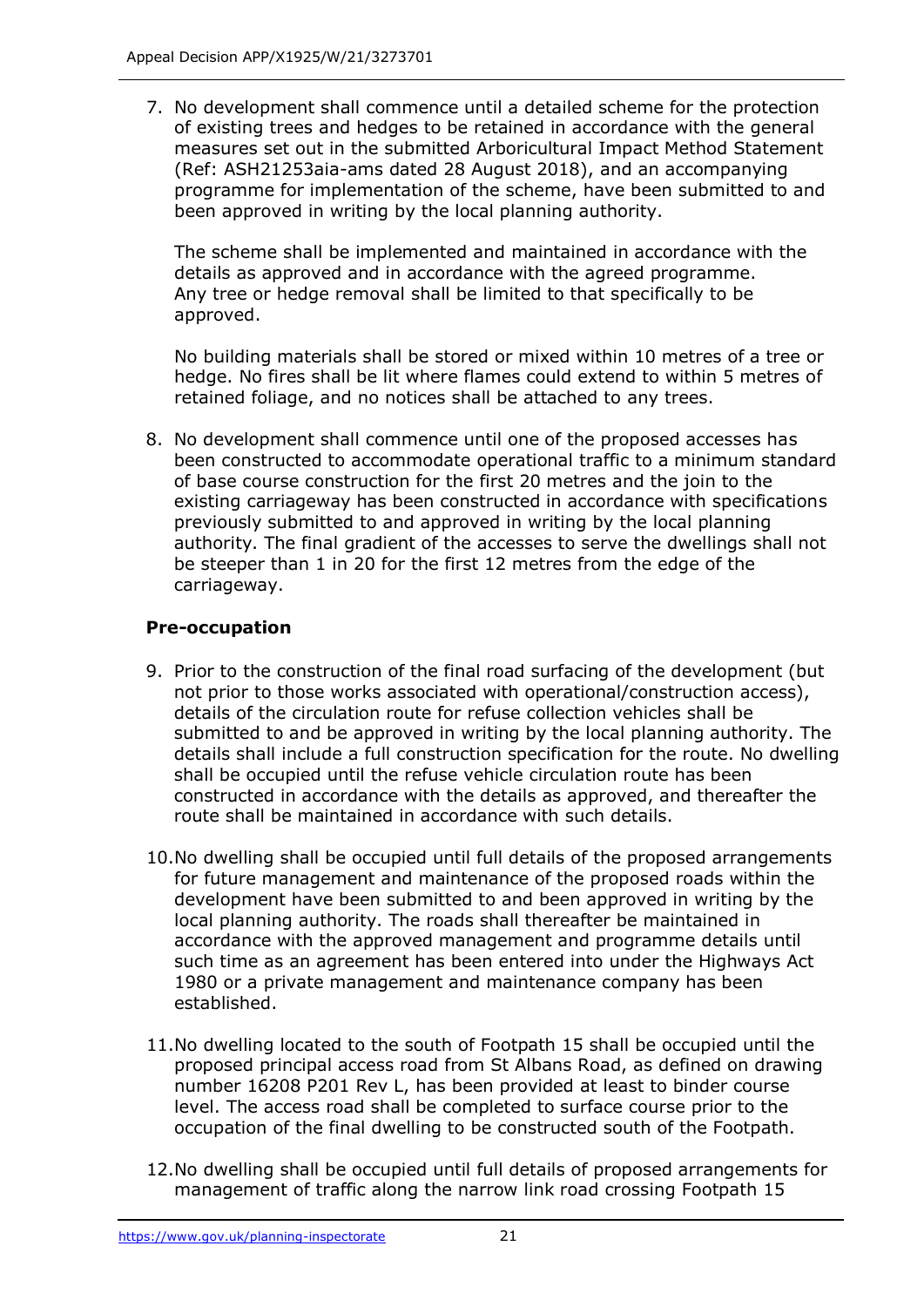7. No development shall commence until a detailed scheme for the protection of existing trees and hedges to be retained in accordance with the general measures set out in the submitted Arboricultural Impact Method Statement (Ref: ASH21253aia-ams dated 28 August 2018), and an accompanying programme for implementation of the scheme, have been submitted to and been approved in writing by the local planning authority.

   The scheme shall be implemented and maintained in accordance with the details as approved and in accordance with the agreed programme. Any tree or hedge removal shall be limited to that specifically to be approved.

   No building materials shall be stored or mixed within 10 metres of a tree or hedge. No fires shall be lit where flames could extend to within 5 metres of retained foliage, and no notices shall be attached to any trees.

8. No development shall commence until one of the proposed accesses has been constructed to accommodate operational traffic to a minimum standard of base course construction for the first 20 metres and the join to the existing carriageway has been constructed in accordance with specifications previously submitted to and approved in writing by the local planning authority. The final gradient of the accesses to serve the dwellings shall not be steeper than 1 in 20 for the first 12 metres from the edge of the carriageway.

**Pre-occupation**

9. Prior to the construction of the final road surfacing of the development (but not prior to those works associated with operational/construction access), details of the circulation route for refuse collection vehicles shall be submitted to and be approved in writing by the local planning authority. The details shall include a full construction specification for the route. No dwelling shall be occupied until the refuse vehicle circulation route has been constructed in accordance with the details as approved, and thereafter the route shall be maintained in accordance with such details.

10. No dwelling shall be occupied until full details of the proposed arrangements for future management and maintenance of the proposed roads within the development have been submitted to and been approved in writing by the local planning authority. The roads shall thereafter be maintained in accordance with the approved management and programme details until such time as an agreement has been entered into under the Highways Act 1980 or a private management and maintenance company has been established.

11. No dwelling located to the south of Footpath 15 shall be occupied until the proposed principal access road from St Albans Road, as defined on drawing number 16208 P201 Rev L, has been provided at least to binder course level. The access road shall be completed to surface course prior to the occupation of the final dwelling to be constructed south of the Footpath.

12. No dwelling shall be occupied until full details of proposed arrangements for management of traffic along the narrow link road crossing Footpath 15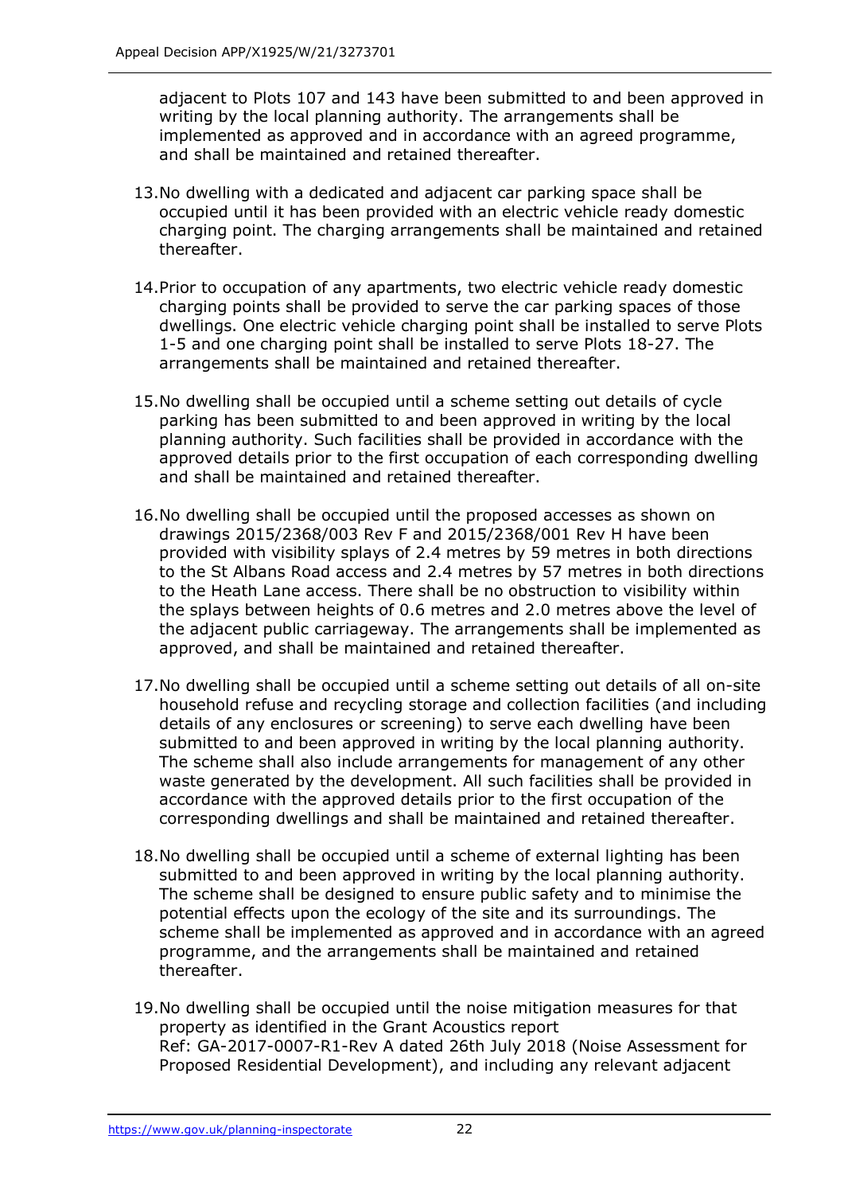adjacent to Plots 107 and 143 have been submitted to and been approved in writing by the local planning authority. The arrangements shall be implemented as approved and in accordance with an agreed programme, and shall be maintained and retained thereafter.

13. No dwelling with a dedicated and adjacent car parking space shall be occupied until it has been provided with an electric vehicle ready domestic charging point. The charging arrangements shall be maintained and retained thereafter.

14. Prior to occupation of any apartments, two electric vehicle ready domestic charging points shall be provided to serve the car parking spaces of those dwellings. One electric vehicle charging point shall be installed to serve Plots 1-5 and one charging point shall be installed to serve Plots 18-27. The arrangements shall be maintained and retained thereafter.

15. No dwelling shall be occupied until a scheme setting out details of cycle parking has been submitted to and been approved in writing by the local planning authority. Such facilities shall be provided in accordance with the approved details prior to the first occupation of each corresponding dwelling and shall be maintained and retained thereafter.

16. No dwelling shall be occupied until the proposed accesses as shown on drawings 2015/2368/003 Rev F and 2015/2368/001 Rev H have been provided with visibility splays of 2.4 metres by 59 metres in both directions to the St Albans Road access and 2.4 metres by 57 metres in both directions to the Heath Lane access. There shall be no obstruction to visibility within the splays between heights of 0.6 metres and 2.0 metres above the level of the adjacent public carriageway. The arrangements shall be implemented as approved, and shall be maintained and retained thereafter.

17. No dwelling shall be occupied until a scheme setting out details of all on-site household refuse and recycling storage and collection facilities (and including details of any enclosures or screening) to serve each dwelling have been submitted to and been approved in writing by the local planning authority. The scheme shall also include arrangements for management of any other waste generated by the development. All such facilities shall be provided in accordance with the approved details prior to the first occupation of the corresponding dwellings and shall be maintained and retained thereafter.

18. No dwelling shall be occupied until a scheme of external lighting has been submitted to and been approved in writing by the local planning authority. The scheme shall be designed to ensure public safety and to minimise the potential effects upon the ecology of the site and its surroundings. The scheme shall be implemented as approved and in accordance with an agreed programme, and the arrangements shall be maintained and retained thereafter.

19. No dwelling shall be occupied until the noise mitigation measures for that property as identified in the Grant Acoustics report Ref: GA-2017-0007-R1-Rev A dated 26th July 2018 (Noise Assessment for Proposed Residential Development), and including any relevant adjacent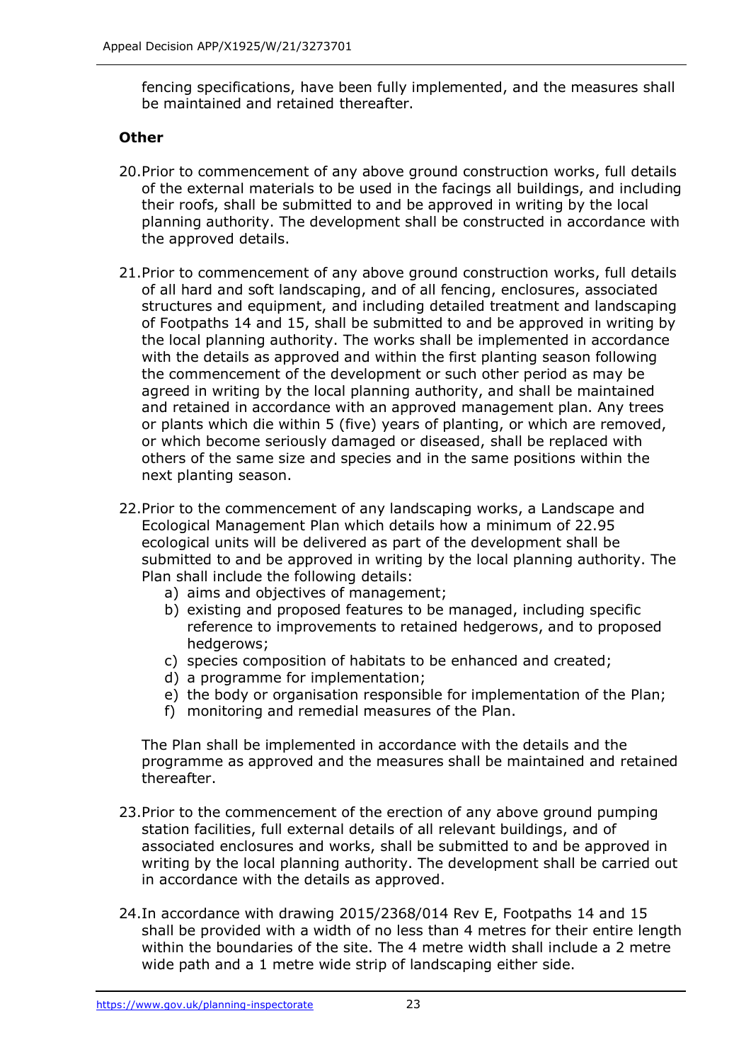fencing specifications, have been fully implemented, and the measures shall be maintained and retained thereafter.

**Other**

20. Prior to commencement of any above ground construction works, full details of the external materials to be used in the facings all buildings, and including their roofs, shall be submitted to and be approved in writing by the local planning authority. The development shall be constructed in accordance with the approved details.

21. Prior to commencement of any above ground construction works, full details of all hard and soft landscaping, and of all fencing, enclosures, associated structures and equipment, and including detailed treatment and landscaping of Footpaths 14 and 15, shall be submitted to and be approved in writing by the local planning authority. The works shall be implemented in accordance with the details as approved and within the first planting season following the commencement of the development or such other period as may be agreed in writing by the local planning authority, and shall be maintained and retained in accordance with an approved management plan. Any trees or plants which die within 5 (five) years of planting, or which are removed, or which become seriously damaged or diseased, shall be replaced with others of the same size and species and in the same positions within the next planting season.

22. Prior to the commencement of any landscaping works, a Landscape and Ecological Management Plan which details how a minimum of 22.95 ecological units will be delivered as part of the development shall be submitted to and be approved in writing by the local planning authority. The Plan shall include the following details:
    a) aims and objectives of management;
    b) existing and proposed features to be managed, including specific reference to improvements to retained hedgerows, and to proposed hedgerows;
    c) species composition of habitats to be enhanced and created;
    d) a programme for implementation;
    e) the body or organisation responsible for implementation of the Plan;
    f) monitoring and remedial measures of the Plan.

    The Plan shall be implemented in accordance with the details and the programme as approved and the measures shall be maintained and retained thereafter.

23. Prior to the commencement of the erection of any above ground pumping station facilities, full external details of all relevant buildings, and of associated enclosures and works, shall be submitted to and be approved in writing by the local planning authority. The development shall be carried out in accordance with the details as approved.

24. In accordance with drawing 2015/2368/014 Rev E, Footpaths 14 and 15 shall be provided with a width of no less than 4 metres for their entire length within the boundaries of the site. The 4 metre width shall include a 2 metre wide path and a 1 metre wide strip of landscaping either side.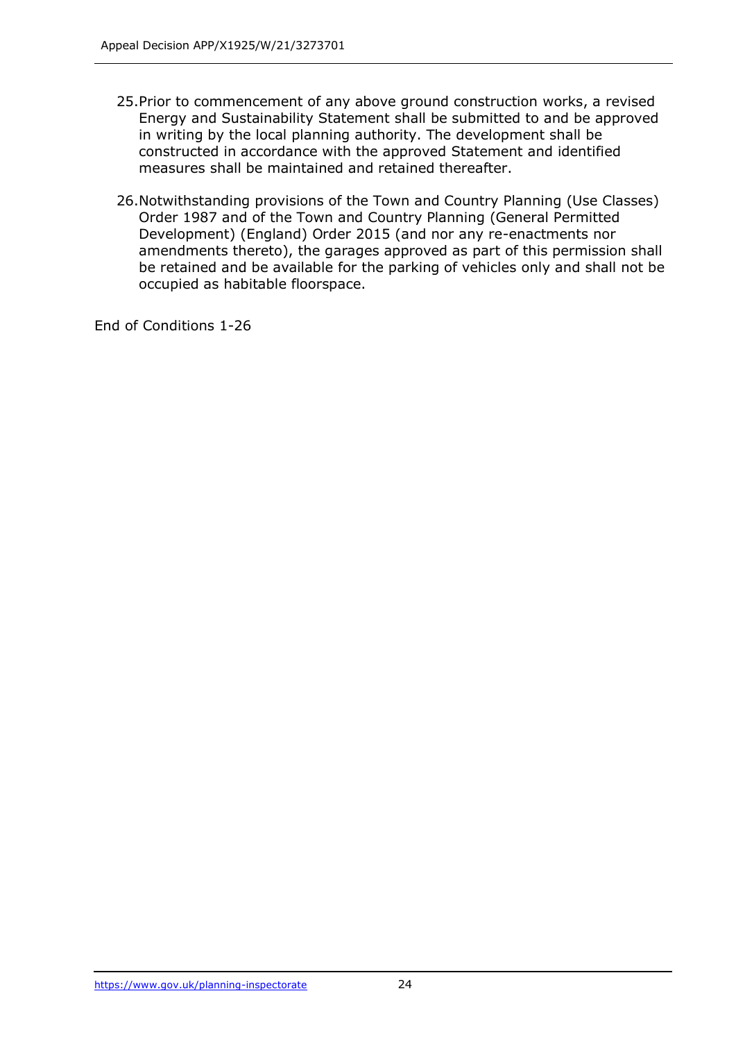25. Prior to commencement of any above ground construction works, a revised Energy and Sustainability Statement shall be submitted to and be approved in writing by the local planning authority. The development shall be constructed in accordance with the approved Statement and identified measures shall be maintained and retained thereafter.

26. Notwithstanding provisions of the Town and Country Planning (Use Classes) Order 1987 and of the Town and Country Planning (General Permitted Development) (England) Order 2015 (and nor any re-enactments nor amendments thereto), the garages approved as part of this permission shall be retained and be available for the parking of vehicles only and shall not be occupied as habitable floorspace.

End of Conditions 1-26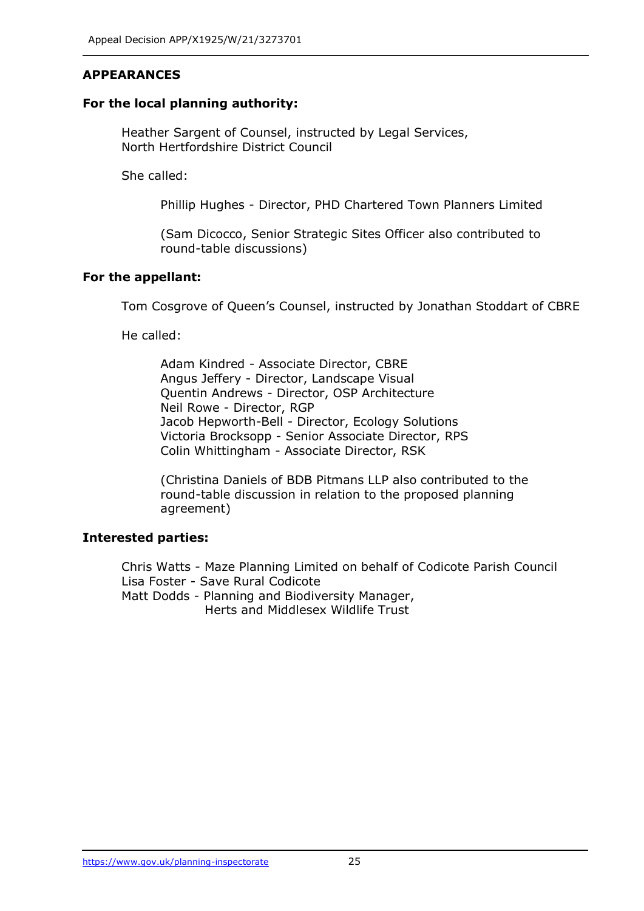## APPEARANCES

### For the local planning authority:

Heather Sargent of Counsel, instructed by Legal Services, North Hertfordshire District Council

She called:

Phillip Hughes - Director, PHD Chartered Town Planners Limited

(Sam Dicocco, Senior Strategic Sites Officer also contributed to round-table discussions)

### For the appellant:

Tom Cosgrove of Queen's Counsel, instructed by Jonathan Stoddart of CBRE

He called:

Adam Kindred - Associate Director, CBRE
Angus Jeffery - Director, Landscape Visual
Quentin Andrews - Director, OSP Architecture
Neil Rowe - Director, RGP
Jacob Hepworth-Bell - Director, Ecology Solutions
Victoria Brocksopp - Senior Associate Director, RPS
Colin Whittingham - Associate Director, RSK

(Christina Daniels of BDB Pitmans LLP also contributed to the round-table discussion in relation to the proposed planning agreement)

### Interested parties:

Chris Watts - Maze Planning Limited on behalf of Codicote Parish Council
Lisa Foster - Save Rural Codicote
Matt Dodds - Planning and Biodiversity Manager, Herts and Middlesex Wildlife Trust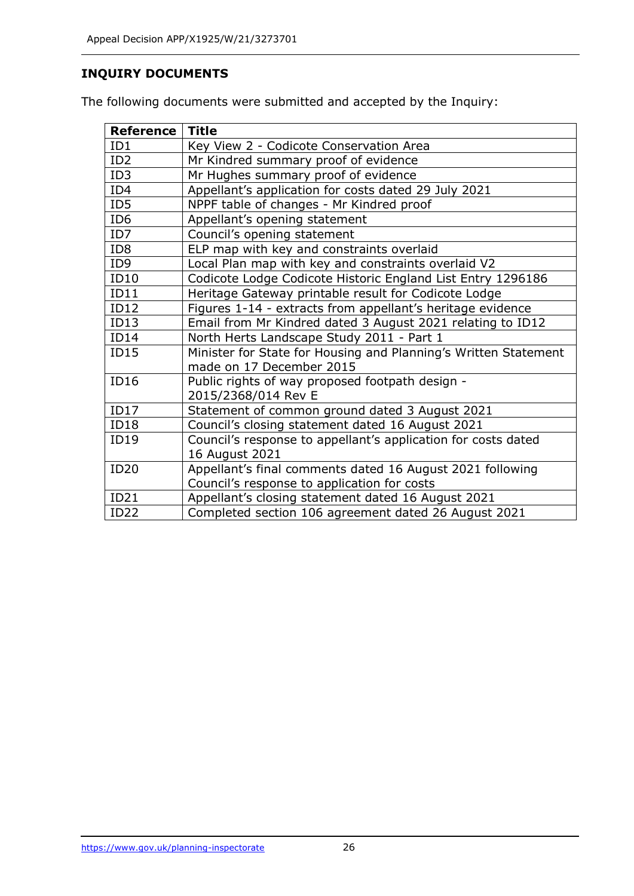## INQUIRY DOCUMENTS

The following documents were submitted and accepted by the Inquiry:

| Reference | Title |
|---|---|
| ID1 | Key View 2 - Codicote Conservation Area |
| ID2 | Mr Kindred summary proof of evidence |
| ID3 | Mr Hughes summary proof of evidence |
| ID4 | Appellant's application for costs dated 29 July 2021 |
| ID5 | NPPF table of changes - Mr Kindred proof |
| ID6 | Appellant's opening statement |
| ID7 | Council's opening statement |
| ID8 | ELP map with key and constraints overlaid |
| ID9 | Local Plan map with key and constraints overlaid V2 |
| ID10 | Codicote Lodge Codicote Historic England List Entry 1296186 |
| ID11 | Heritage Gateway printable result for Codicote Lodge |
| ID12 | Figures 1-14 - extracts from appellant's heritage evidence |
| ID13 | Email from Mr Kindred dated 3 August 2021 relating to ID12 |
| ID14 | North Herts Landscape Study 2011 - Part 1 |
| ID15 | Minister for State for Housing and Planning's Written Statement made on 17 December 2015 |
| ID16 | Public rights of way proposed footpath design - 2015/2368/014 Rev E |
| ID17 | Statement of common ground dated 3 August 2021 |
| ID18 | Council's closing statement dated 16 August 2021 |
| ID19 | Council's response to appellant's application for costs dated 16 August 2021 |
| ID20 | Appellant's final comments dated 16 August 2021 following Council's response to application for costs |
| ID21 | Appellant's closing statement dated 16 August 2021 |
| ID22 | Completed section 106 agreement dated 26 August 2021 |